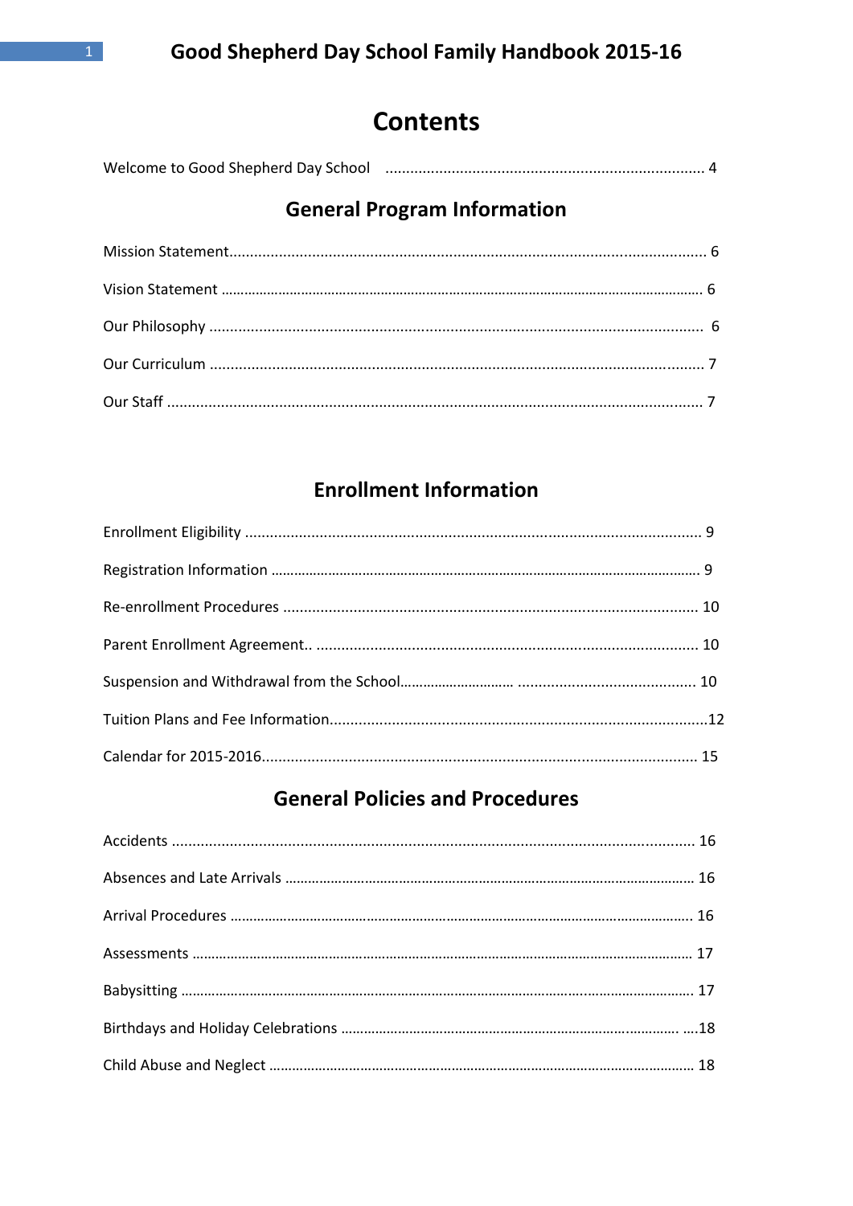# Contents

Welcome to Good Shepherd Day School ........................................ 4

## General Program Information

Mission Statement ........................................ 6

Vision Statement ........................................ 6

Our Philosophy ........................................ 6

Our Curriculum ........................................ 7

Our Staff ........................................ 7

## Enrollment Information

Enrollment Eligibility ........................................ 9

Registration Information ........................................ 9

Re-enrollment Procedures ........................................ 10

Parent Enrollment Agreement.. ........................................ 10

Suspension and Withdrawal from the School........................................ 10

Tuition Plans and Fee Information........................................12

Calendar for 2015-2016........................................ 15

## General Policies and Procedures

Accidents ........................................ 16

Absences and Late Arrivals ........................................ 16

Arrival Procedures ........................................ 16

Assessments ........................................ 17

Babysitting ........................................ 17

Birthdays and Holiday Celebrations ........................................18

Child Abuse and Neglect ........................................ 18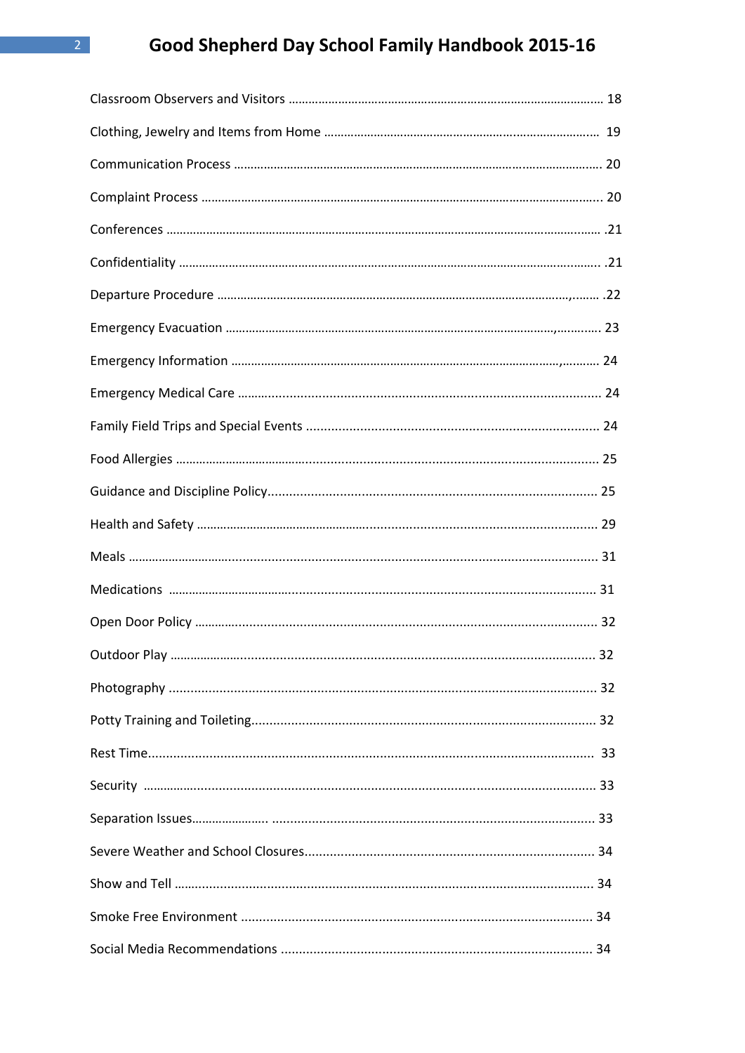Classroom Observers and Visitors ........................................................................................ 18

Clothing, Jewelry and Items from Home ................................................................................ 19

Communication Process ......................................................................................................... 20

Complaint Process ................................................................................................................... 20

Conferences ........................................................................................................................... .21

Confidentiality ........................................................................................................................ .21

Departure Procedure ............................................................................................................. .22

Emergency Evacuation .......................................................................................................... 23

Emergency Information .......................................................................................................... 24

Emergency Medical Care ........................................................................................................ 24

Family Field Trips and Special Events .................................................................................... 24

Food Allergies ......................................................................................................................... 25

Guidance and Discipline Policy................................................................................................ 25

Health and Safety ................................................................................................................... 29

Meals ...................................................................................................................................... 31

Medications ............................................................................................................................ 31

Open Door Policy .................................................................................................................... 32

Outdoor Play ........................................................................................................................... 32

Photography ........................................................................................................................... 32

Potty Training and Toileting..................................................................................................... 32

Rest Time................................................................................................................................ 33

Security .................................................................................................................................. 33

Separation Issues.................................................................................................................... 33

Severe Weather and School Closures...................................................................................... 34

Show and Tell ......................................................................................................................... 34

Smoke Free Environment ........................................................................................................ 34

Social Media Recommendations ............................................................................................. 34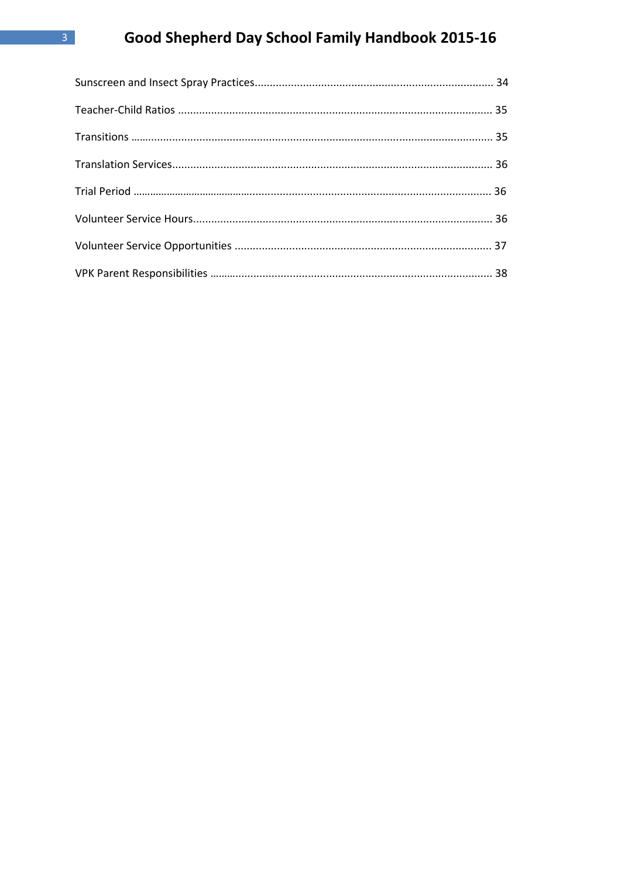Sunscreen and Insect Spray Practices.............................................................................. 34

Teacher-Child Ratios ........................................................................................................ 35

Transitions ....................................................................................................................... 35

Translation Services.......................................................................................................... 36

Trial Period ....................................................................................................................... 36

Volunteer Service Hours................................................................................................... 36

Volunteer Service Opportunities ..................................................................................... 37

VPK Parent Responsibilities ............................................................................................. 38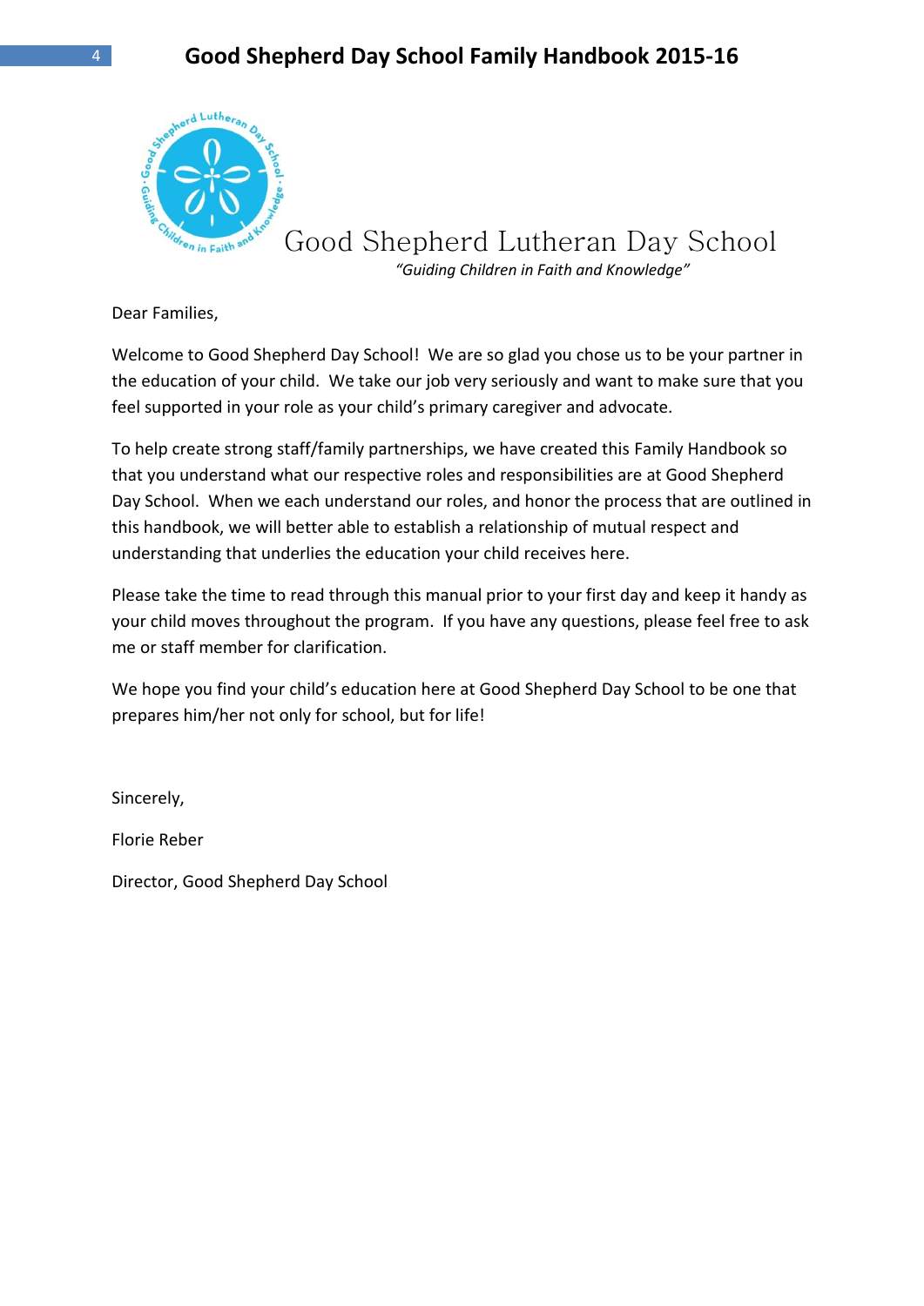# Good Shepherd Lutheran Day School

*"Guiding Children in Faith and Knowledge"*

Dear Families,

Welcome to Good Shepherd Day School! We are so glad you chose us to be your partner in the education of your child. We take our job very seriously and want to make sure that you feel supported in your role as your child's primary caregiver and advocate.

To help create strong staff/family partnerships, we have created this Family Handbook so that you understand what our respective roles and responsibilities are at Good Shepherd Day School. When we each understand our roles, and honor the process that are outlined in this handbook, we will better able to establish a relationship of mutual respect and understanding that underlies the education your child receives here.

Please take the time to read through this manual prior to your first day and keep it handy as your child moves throughout the program. If you have any questions, please feel free to ask me or staff member for clarification.

We hope you find your child's education here at Good Shepherd Day School to be one that prepares him/her not only for school, but for life!

Sincerely,

Florie Reber

Director, Good Shepherd Day School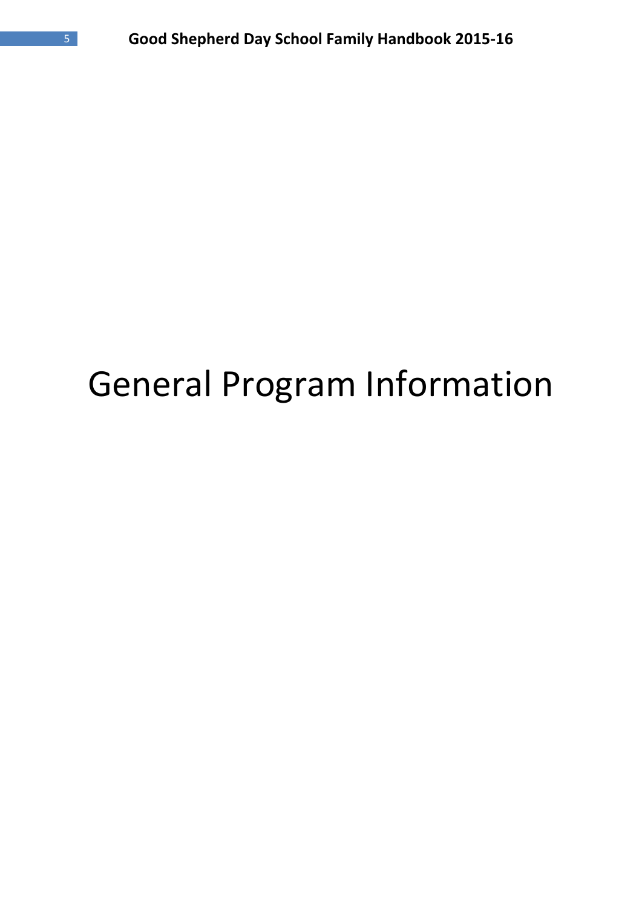# General Program Information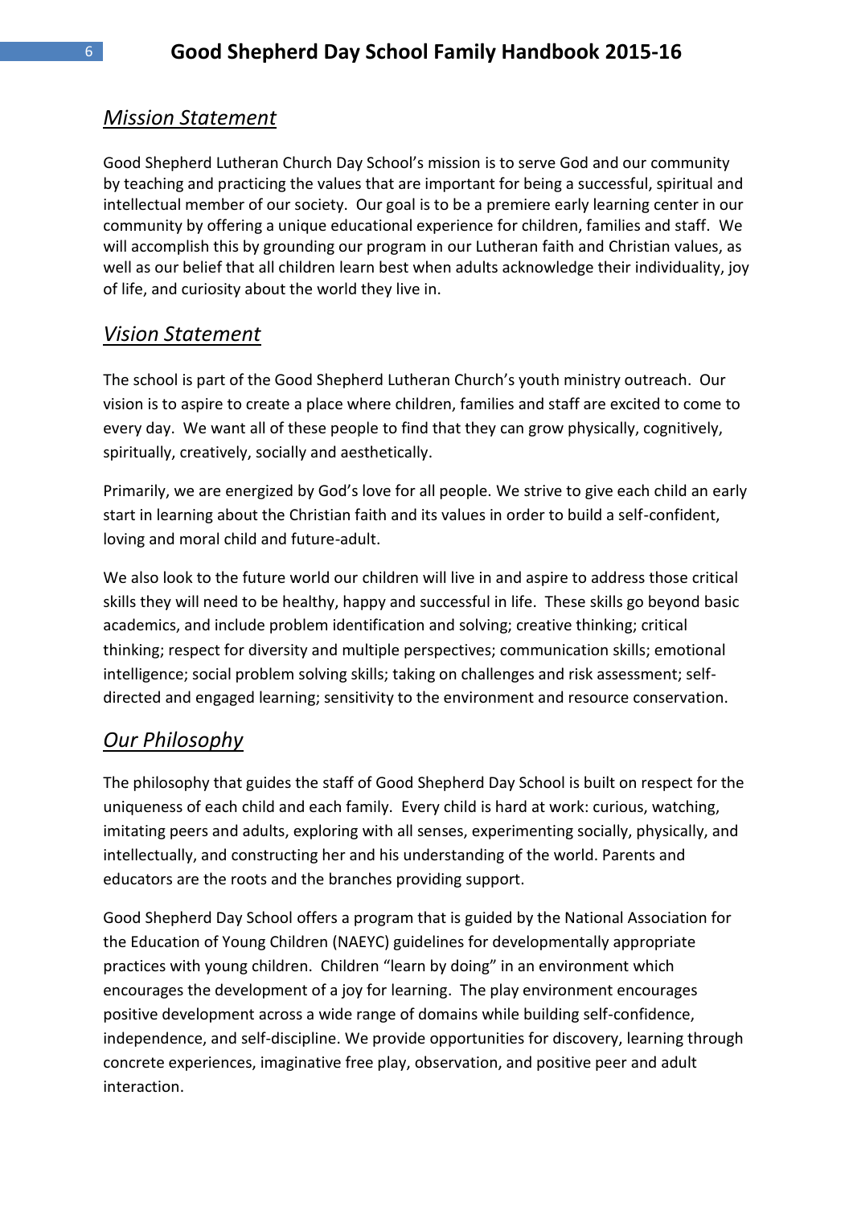## *Mission Statement*

Good Shepherd Lutheran Church Day School's mission is to serve God and our community by teaching and practicing the values that are important for being a successful, spiritual and intellectual member of our society. Our goal is to be a premiere early learning center in our community by offering a unique educational experience for children, families and staff. We will accomplish this by grounding our program in our Lutheran faith and Christian values, as well as our belief that all children learn best when adults acknowledge their individuality, joy of life, and curiosity about the world they live in.

## *Vision Statement*

The school is part of the Good Shepherd Lutheran Church's youth ministry outreach. Our vision is to aspire to create a place where children, families and staff are excited to come to every day. We want all of these people to find that they can grow physically, cognitively, spiritually, creatively, socially and aesthetically.

Primarily, we are energized by God's love for all people. We strive to give each child an early start in learning about the Christian faith and its values in order to build a self-confident, loving and moral child and future-adult.

We also look to the future world our children will live in and aspire to address those critical skills they will need to be healthy, happy and successful in life. These skills go beyond basic academics, and include problem identification and solving; creative thinking; critical thinking; respect for diversity and multiple perspectives; communication skills; emotional intelligence; social problem solving skills; taking on challenges and risk assessment; self-directed and engaged learning; sensitivity to the environment and resource conservation.

## *Our Philosophy*

The philosophy that guides the staff of Good Shepherd Day School is built on respect for the uniqueness of each child and each family. Every child is hard at work: curious, watching, imitating peers and adults, exploring with all senses, experimenting socially, physically, and intellectually, and constructing her and his understanding of the world. Parents and educators are the roots and the branches providing support.

Good Shepherd Day School offers a program that is guided by the National Association for the Education of Young Children (NAEYC) guidelines for developmentally appropriate practices with young children. Children "learn by doing" in an environment which encourages the development of a joy for learning. The play environment encourages positive development across a wide range of domains while building self-confidence, independence, and self-discipline. We provide opportunities for discovery, learning through concrete experiences, imaginative free play, observation, and positive peer and adult interaction.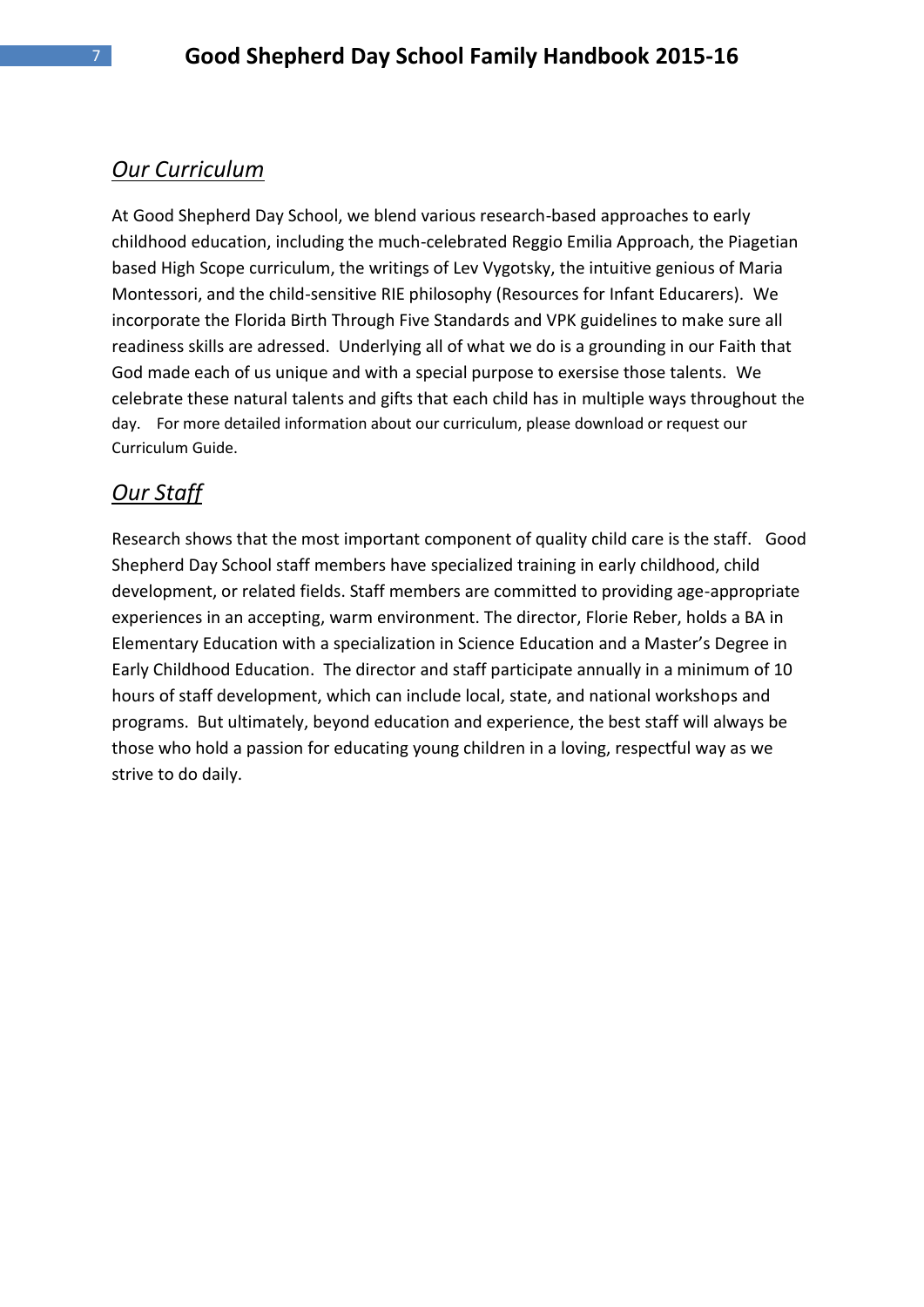## *Our Curriculum*

At Good Shepherd Day School, we blend various research-based approaches to early childhood education, including the much-celebrated Reggio Emilia Approach, the Piagetian based High Scope curriculum, the writings of Lev Vygotsky, the intuitive genious of Maria Montessori, and the child-sensitive RIE philosophy (Resources for Infant Educarers). We incorporate the Florida Birth Through Five Standards and VPK guidelines to make sure all readiness skills are adressed. Underlying all of what we do is a grounding in our Faith that God made each of us unique and with a special purpose to exersise those talents. We celebrate these natural talents and gifts that each child has in multiple ways throughout the day. For more detailed information about our curriculum, please download or request our Curriculum Guide.

## *Our Staff*

Research shows that the most important component of quality child care is the staff. Good Shepherd Day School staff members have specialized training in early childhood, child development, or related fields. Staff members are committed to providing age-appropriate experiences in an accepting, warm environment. The director, Florie Reber, holds a BA in Elementary Education with a specialization in Science Education and a Master's Degree in Early Childhood Education. The director and staff participate annually in a minimum of 10 hours of staff development, which can include local, state, and national workshops and programs. But ultimately, beyond education and experience, the best staff will always be those who hold a passion for educating young children in a loving, respectful way as we strive to do daily.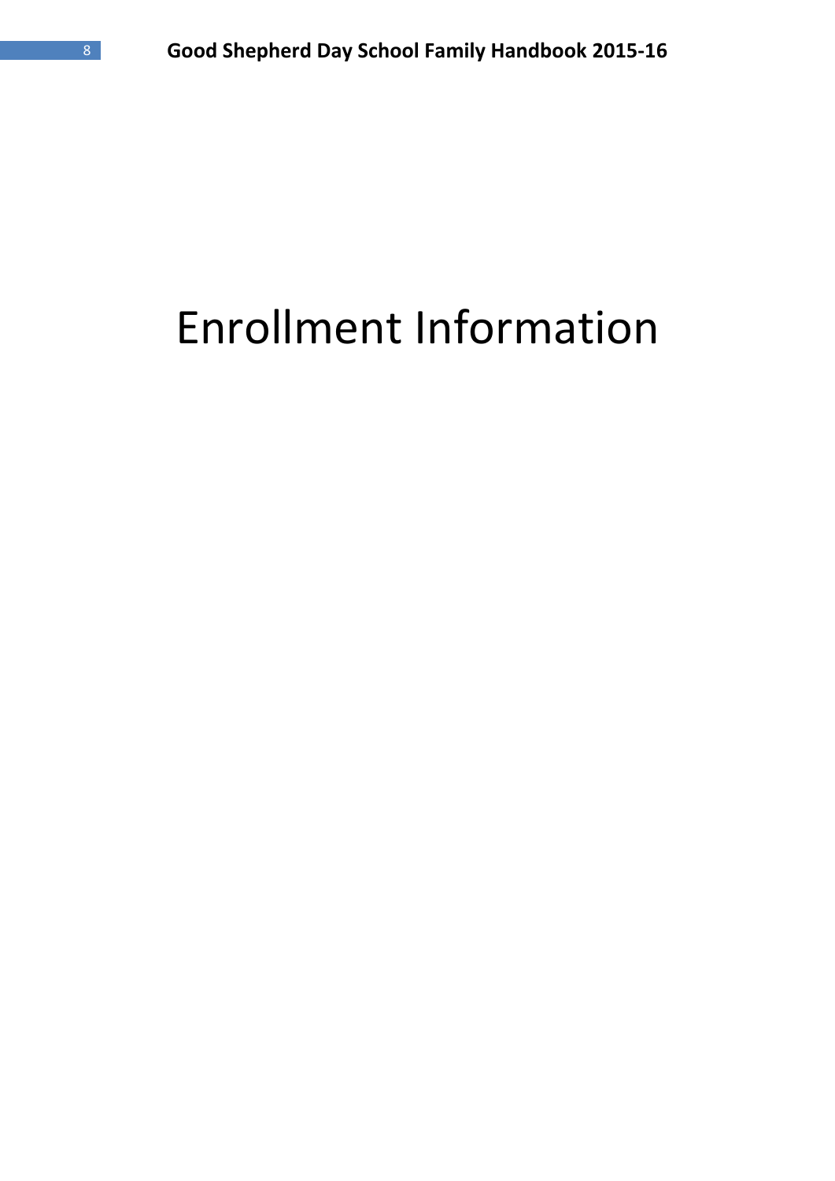# Enrollment Information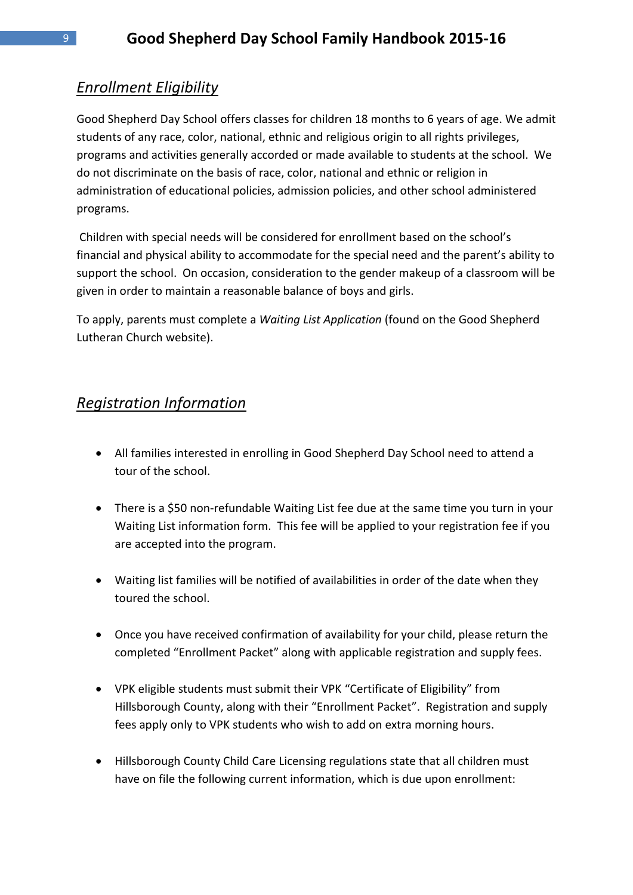## *Enrollment Eligibility*

Good Shepherd Day School offers classes for children 18 months to 6 years of age. We admit students of any race, color, national, ethnic and religious origin to all rights privileges, programs and activities generally accorded or made available to students at the school. We do not discriminate on the basis of race, color, national and ethnic or religion in administration of educational policies, admission policies, and other school administered programs.

Children with special needs will be considered for enrollment based on the school's financial and physical ability to accommodate for the special need and the parent's ability to support the school. On occasion, consideration to the gender makeup of a classroom will be given in order to maintain a reasonable balance of boys and girls.

To apply, parents must complete a *Waiting List Application* (found on the Good Shepherd Lutheran Church website).

## *Registration Information*

- All families interested in enrolling in Good Shepherd Day School need to attend a tour of the school.
- There is a $50 non-refundable Waiting List fee due at the same time you turn in your Waiting List information form. This fee will be applied to your registration fee if you are accepted into the program.
- Waiting list families will be notified of availabilities in order of the date when they toured the school.
- Once you have received confirmation of availability for your child, please return the completed "Enrollment Packet" along with applicable registration and supply fees.
- VPK eligible students must submit their VPK "Certificate of Eligibility" from Hillsborough County, along with their "Enrollment Packet". Registration and supply fees apply only to VPK students who wish to add on extra morning hours.
- Hillsborough County Child Care Licensing regulations state that all children must have on file the following current information, which is due upon enrollment: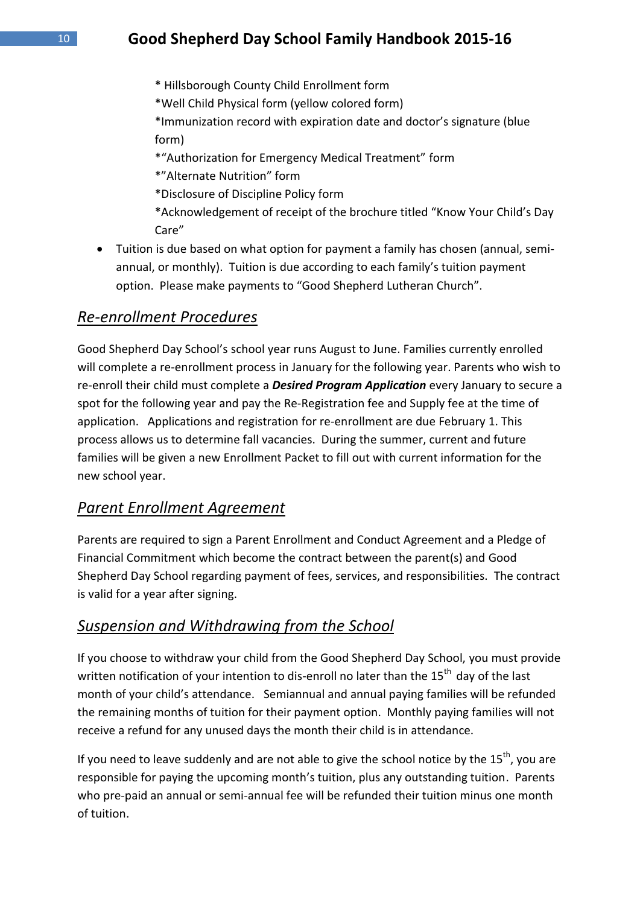* Hillsborough County Child Enrollment form

*Well Child Physical form (yellow colored form)

*Immunization record with expiration date and doctor's signature (blue form)

*"Authorization for Emergency Medical Treatment" form

*"Alternate Nutrition" form

*Disclosure of Discipline Policy form

*Acknowledgement of receipt of the brochure titled "Know Your Child's Day Care"

- Tuition is due based on what option for payment a family has chosen (annual, semi-annual, or monthly). Tuition is due according to each family's tuition payment option. Please make payments to "Good Shepherd Lutheran Church".

## *Re-enrollment Procedures*

Good Shepherd Day School's school year runs August to June. Families currently enrolled will complete a re-enrollment process in January for the following year. Parents who wish to re-enroll their child must complete a ***Desired Program Application*** every January to secure a spot for the following year and pay the Re-Registration fee and Supply fee at the time of application. Applications and registration for re-enrollment are due February 1. This process allows us to determine fall vacancies. During the summer, current and future families will be given a new Enrollment Packet to fill out with current information for the new school year.

## *Parent Enrollment Agreement*

Parents are required to sign a Parent Enrollment and Conduct Agreement and a Pledge of Financial Commitment which become the contract between the parent(s) and Good Shepherd Day School regarding payment of fees, services, and responsibilities. The contract is valid for a year after signing.

## *Suspension and Withdrawing from the School*

If you choose to withdraw your child from the Good Shepherd Day School, you must provide written notification of your intention to dis-enroll no later than the 15th day of the last month of your child's attendance. Semiannual and annual paying families will be refunded the remaining months of tuition for their payment option. Monthly paying families will not receive a refund for any unused days the month their child is in attendance.

If you need to leave suddenly and are not able to give the school notice by the 15th, you are responsible for paying the upcoming month's tuition, plus any outstanding tuition. Parents who pre-paid an annual or semi-annual fee will be refunded their tuition minus one month of tuition.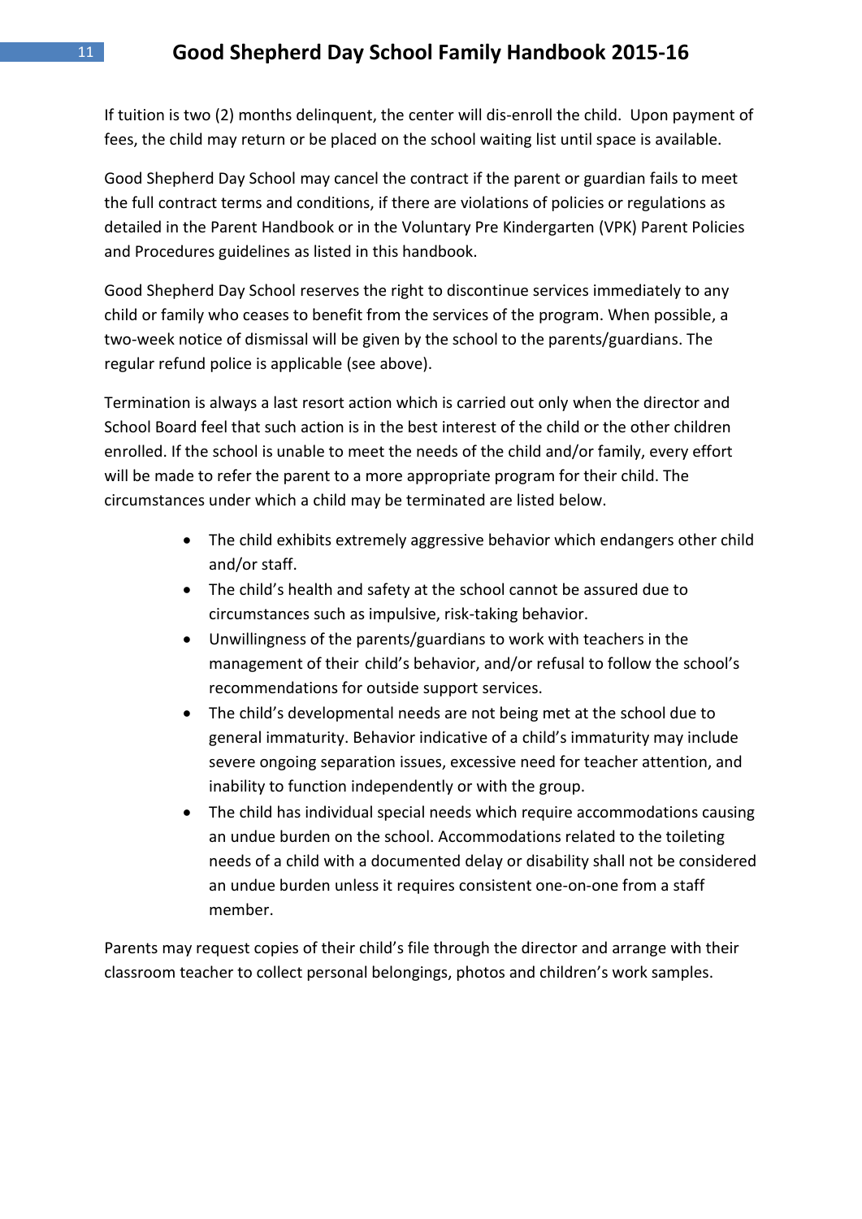If tuition is two (2) months delinquent, the center will dis-enroll the child. Upon payment of fees, the child may return or be placed on the school waiting list until space is available.

Good Shepherd Day School may cancel the contract if the parent or guardian fails to meet the full contract terms and conditions, if there are violations of policies or regulations as detailed in the Parent Handbook or in the Voluntary Pre Kindergarten (VPK) Parent Policies and Procedures guidelines as listed in this handbook.

Good Shepherd Day School reserves the right to discontinue services immediately to any child or family who ceases to benefit from the services of the program. When possible, a two-week notice of dismissal will be given by the school to the parents/guardians. The regular refund police is applicable (see above).

Termination is always a last resort action which is carried out only when the director and School Board feel that such action is in the best interest of the child or the other children enrolled. If the school is unable to meet the needs of the child and/or family, every effort will be made to refer the parent to a more appropriate program for their child. The circumstances under which a child may be terminated are listed below.

- The child exhibits extremely aggressive behavior which endangers other child and/or staff.
- The child's health and safety at the school cannot be assured due to circumstances such as impulsive, risk-taking behavior.
- Unwillingness of the parents/guardians to work with teachers in the management of their child's behavior, and/or refusal to follow the school's recommendations for outside support services.
- The child's developmental needs are not being met at the school due to general immaturity. Behavior indicative of a child's immaturity may include severe ongoing separation issues, excessive need for teacher attention, and inability to function independently or with the group.
- The child has individual special needs which require accommodations causing an undue burden on the school. Accommodations related to the toileting needs of a child with a documented delay or disability shall not be considered an undue burden unless it requires consistent one-on-one from a staff member.

Parents may request copies of their child's file through the director and arrange with their classroom teacher to collect personal belongings, photos and children's work samples.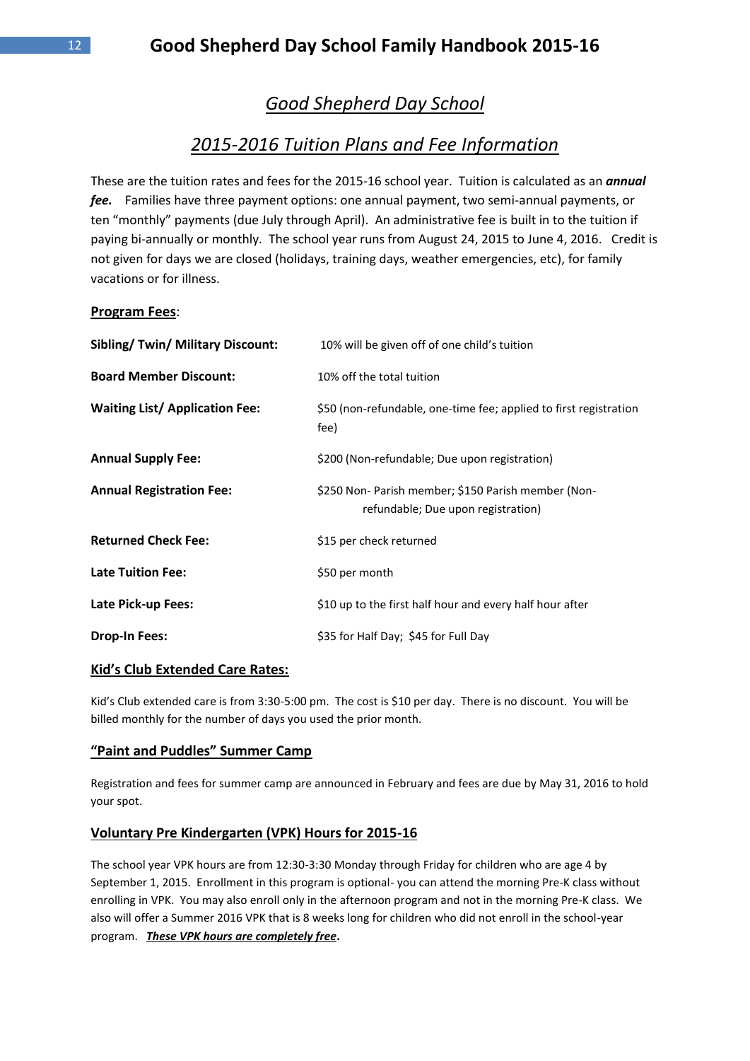# *Good Shepherd Day School*

## *2015-2016 Tuition Plans and Fee Information*

These are the tuition rates and fees for the 2015-16 school year. Tuition is calculated as an ***annual fee.*** Families have three payment options: one annual payment, two semi-annual payments, or ten "monthly" payments (due July through April). An administrative fee is built in to the tuition if paying bi-annually or monthly. The school year runs from August 24, 2015 to June 4, 2016. Credit is not given for days we are closed (holidays, training days, weather emergencies, etc), for family vacations or for illness.

**Program Fees**:

| | |
|---|---|
| **Sibling/ Twin/ Military Discount:** | 10% will be given off of one child's tuition |
| **Board Member Discount:** | 10% off the total tuition |
| **Waiting List/ Application Fee:** | $50 (non-refundable, one-time fee; applied to first registration fee) |
| **Annual Supply Fee:** | $200 (Non-refundable; Due upon registration) |
| **Annual Registration Fee:** | $250 Non- Parish member; $150 Parish member (Non-refundable; Due upon registration) |
| **Returned Check Fee:** | $15 per check returned |
| **Late Tuition Fee:** | $50 per month |
| **Late Pick-up Fees:** | $10 up to the first half hour and every half hour after |
| **Drop-In Fees:** | $35 for Half Day; $45 for Full Day |

### Kid's Club Extended Care Rates:

Kid's Club extended care is from 3:30-5:00 pm. The cost is $10 per day. There is no discount. You will be billed monthly for the number of days you used the prior month.

### "Paint and Puddles" Summer Camp

Registration and fees for summer camp are announced in February and fees are due by May 31, 2016 to hold your spot.

### Voluntary Pre Kindergarten (VPK) Hours for 2015-16

The school year VPK hours are from 12:30-3:30 Monday through Friday for children who are age 4 by September 1, 2015. Enrollment in this program is optional- you can attend the morning Pre-K class without enrolling in VPK. You may also enroll only in the afternoon program and not in the morning Pre-K class. We also will offer a Summer 2016 VPK that is 8 weeks long for children who did not enroll in the school-year program. ***These VPK hours are completely free*.**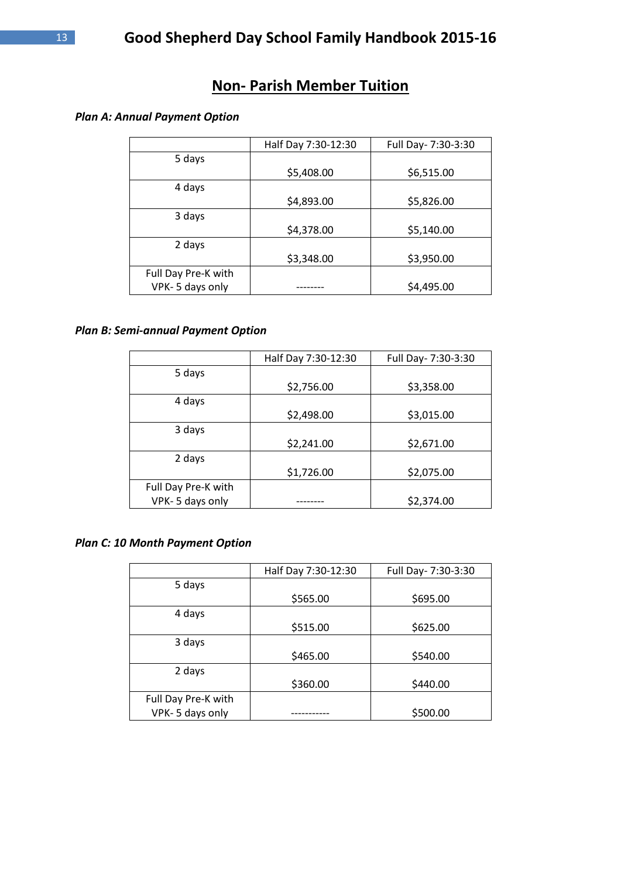## Non- Parish Member Tuition

***Plan A: Annual Payment Option***

| | Half Day 7:30-12:30 | Full Day- 7:30-3:30 |
|---|---|---|
| 5 days | $5,408.00 | $6,515.00 |
| 4 days | $4,893.00 | $5,826.00 |
| 3 days | $4,378.00 | $5,140.00 |
| 2 days | $3,348.00 | $3,950.00 |
| Full Day Pre-K with VPK- 5 days only | -------- | $4,495.00 |

***Plan B: Semi-annual Payment Option***

| | Half Day 7:30-12:30 | Full Day- 7:30-3:30 |
|---|---|---|
| 5 days | $2,756.00 | $3,358.00 |
| 4 days | $2,498.00 | $3,015.00 |
| 3 days | $2,241.00 | $2,671.00 |
| 2 days | $1,726.00 | $2,075.00 |
| Full Day Pre-K with VPK- 5 days only | -------- | $2,374.00 |

***Plan C: 10 Month Payment Option***

| | Half Day 7:30-12:30 | Full Day- 7:30-3:30 |
|---|---|---|
| 5 days | $565.00 | $695.00 |
| 4 days | $515.00 | $625.00 |
| 3 days | $465.00 | $540.00 |
| 2 days | $360.00 | $440.00 |
| Full Day Pre-K with VPK- 5 days only | ----------- | $500.00 |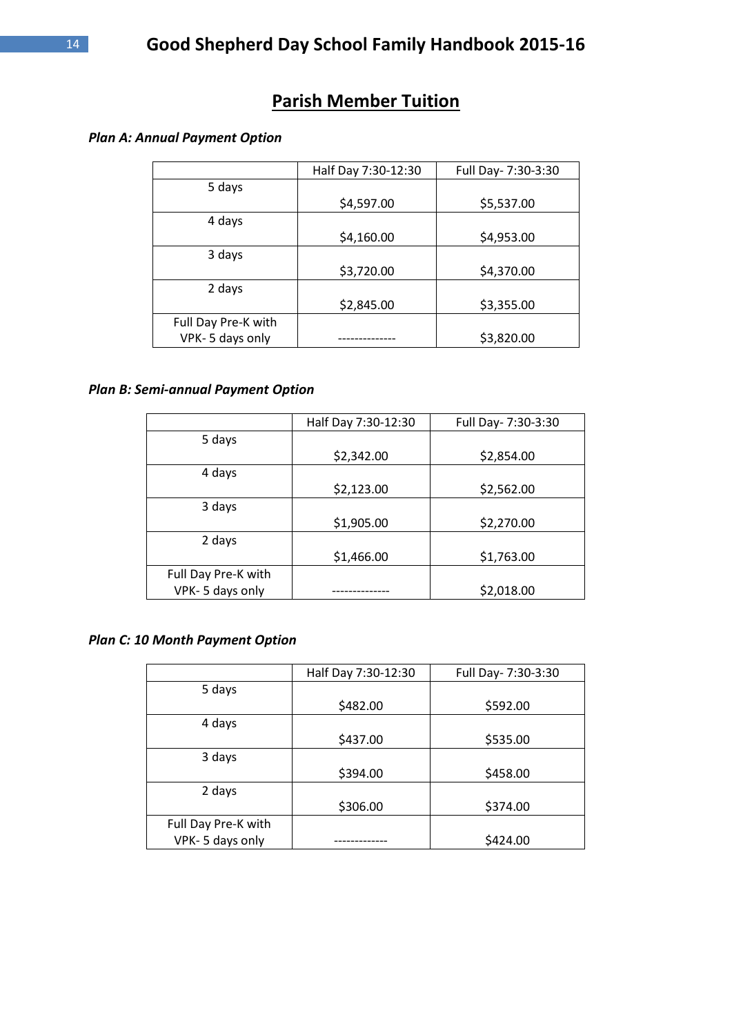## Parish Member Tuition

***Plan A: Annual Payment Option***

| | Half Day 7:30-12:30 | Full Day- 7:30-3:30 |
|---|---|---|
| 5 days | $4,597.00 | $5,537.00 |
| 4 days | $4,160.00 | $4,953.00 |
| 3 days | $3,720.00 | $4,370.00 |
| 2 days | $2,845.00 | $3,355.00 |
| Full Day Pre-K with VPK- 5 days only | -------------- | $3,820.00 |

***Plan B: Semi-annual Payment Option***

| | Half Day 7:30-12:30 | Full Day- 7:30-3:30 |
|---|---|---|
| 5 days | $2,342.00 | $2,854.00 |
| 4 days | $2,123.00 | $2,562.00 |
| 3 days | $1,905.00 | $2,270.00 |
| 2 days | $1,466.00 | $1,763.00 |
| Full Day Pre-K with VPK- 5 days only | -------------- | $2,018.00 |

***Plan C: 10 Month Payment Option***

| | Half Day 7:30-12:30 | Full Day- 7:30-3:30 |
|---|---|---|
| 5 days | $482.00 | $592.00 |
| 4 days | $437.00 | $535.00 |
| 3 days | $394.00 | $458.00 |
| 2 days | $306.00 | $374.00 |
| Full Day Pre-K with VPK- 5 days only | ------------- | $424.00 |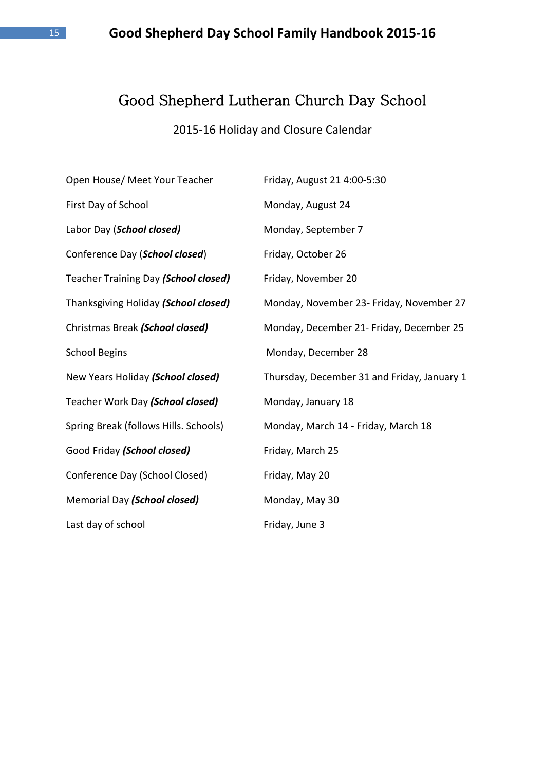# Good Shepherd Lutheran Church Day School

## 2015-16 Holiday and Closure Calendar

| | |
|---|---|
| Open House/ Meet Your Teacher | Friday, August 21 4:00-5:30 |
| First Day of School | Monday, August 24 |
| Labor Day (***School closed)*** | Monday, September 7 |
| Conference Day (***School closed***) | Friday, October 26 |
| Teacher Training Day ***(School closed)*** | Friday, November 20 |
| Thanksgiving Holiday ***(School closed)*** | Monday, November 23- Friday, November 27 |
| Christmas Break ***(School closed)*** | Monday, December 21- Friday, December 25 |
| School Begins | Monday, December 28 |
| New Years Holiday ***(School closed)*** | Thursday, December 31 and Friday, January 1 |
| Teacher Work Day ***(School closed)*** | Monday, January 18 |
| Spring Break (follows Hills. Schools) | Monday, March 14 - Friday, March 18 |
| Good Friday ***(School closed)*** | Friday, March 25 |
| Conference Day (School Closed) | Friday, May 20 |
| Memorial Day ***(School closed)*** | Monday, May 30 |
| Last day of school | Friday, June 3 |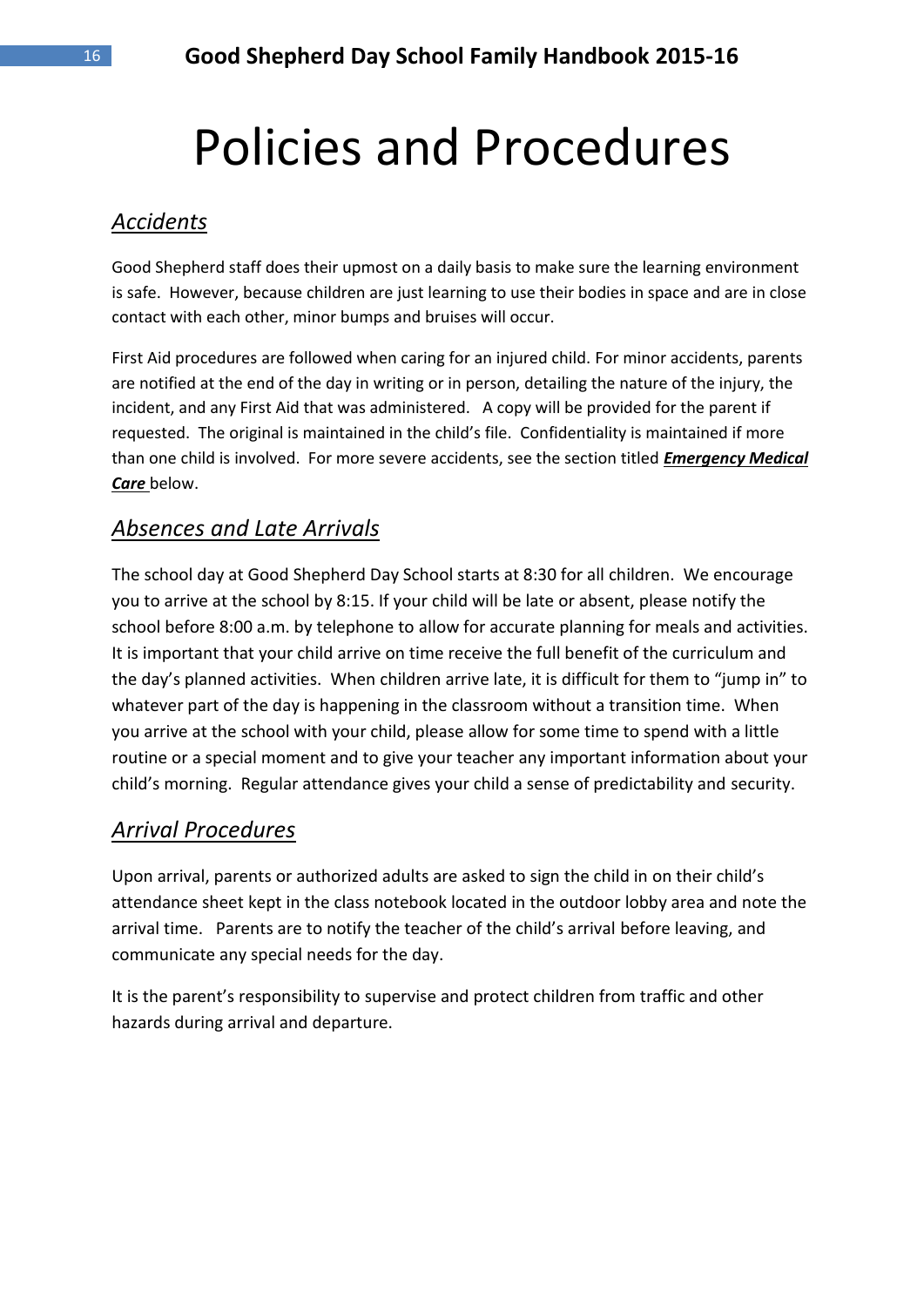# Policies and Procedures

## *Accidents*

Good Shepherd staff does their upmost on a daily basis to make sure the learning environment is safe. However, because children are just learning to use their bodies in space and are in close contact with each other, minor bumps and bruises will occur.

First Aid procedures are followed when caring for an injured child. For minor accidents, parents are notified at the end of the day in writing or in person, detailing the nature of the injury, the incident, and any First Aid that was administered. A copy will be provided for the parent if requested. The original is maintained in the child's file. Confidentiality is maintained if more than one child is involved. For more severe accidents, see the section titled ***Emergency Medical Care*** below.

## *Absences and Late Arrivals*

The school day at Good Shepherd Day School starts at 8:30 for all children. We encourage you to arrive at the school by 8:15. If your child will be late or absent, please notify the school before 8:00 a.m. by telephone to allow for accurate planning for meals and activities. It is important that your child arrive on time receive the full benefit of the curriculum and the day's planned activities. When children arrive late, it is difficult for them to "jump in" to whatever part of the day is happening in the classroom without a transition time. When you arrive at the school with your child, please allow for some time to spend with a little routine or a special moment and to give your teacher any important information about your child's morning. Regular attendance gives your child a sense of predictability and security.

## *Arrival Procedures*

Upon arrival, parents or authorized adults are asked to sign the child in on their child's attendance sheet kept in the class notebook located in the outdoor lobby area and note the arrival time. Parents are to notify the teacher of the child's arrival before leaving, and communicate any special needs for the day.

It is the parent's responsibility to supervise and protect children from traffic and other hazards during arrival and departure.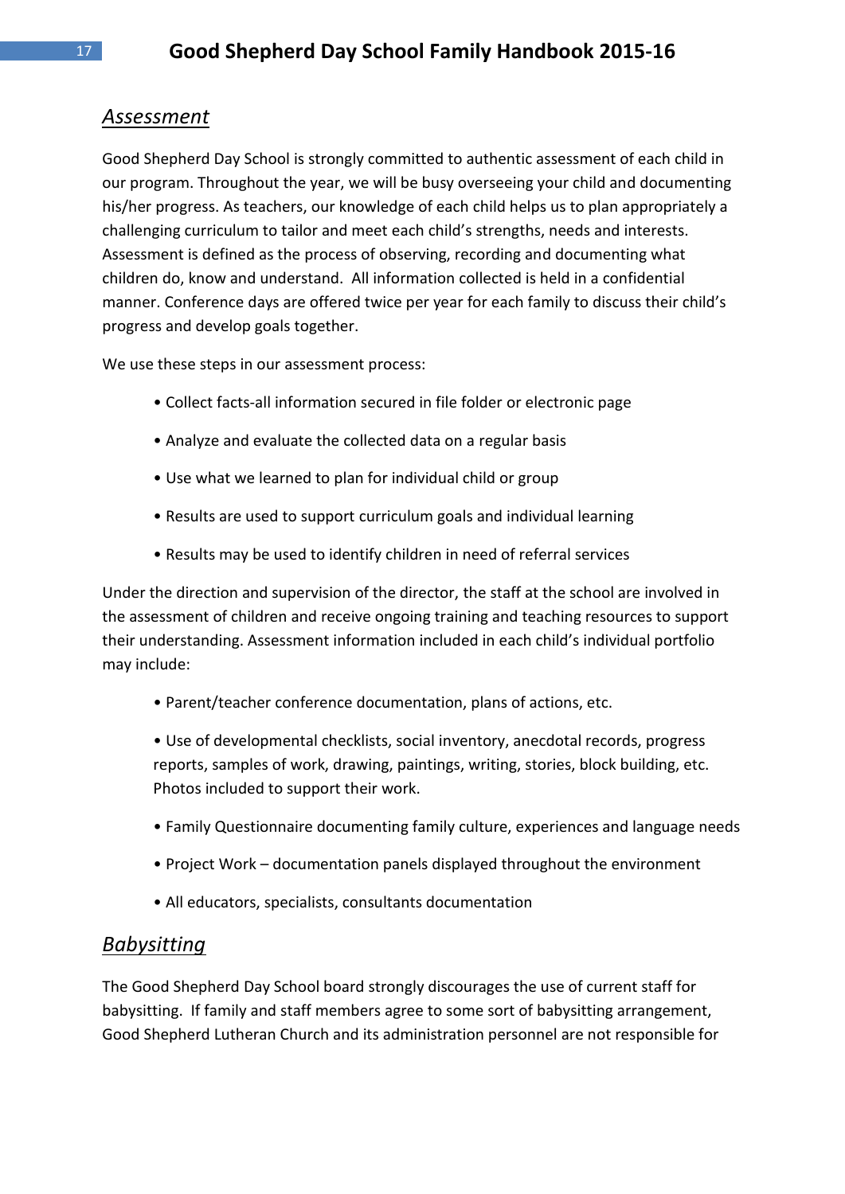## *Assessment*

Good Shepherd Day School is strongly committed to authentic assessment of each child in our program. Throughout the year, we will be busy overseeing your child and documenting his/her progress. As teachers, our knowledge of each child helps us to plan appropriately a challenging curriculum to tailor and meet each child's strengths, needs and interests. Assessment is defined as the process of observing, recording and documenting what children do, know and understand. All information collected is held in a confidential manner. Conference days are offered twice per year for each family to discuss their child's progress and develop goals together.

We use these steps in our assessment process:

- Collect facts-all information secured in file folder or electronic page
- Analyze and evaluate the collected data on a regular basis
- Use what we learned to plan for individual child or group
- Results are used to support curriculum goals and individual learning
- Results may be used to identify children in need of referral services

Under the direction and supervision of the director, the staff at the school are involved in the assessment of children and receive ongoing training and teaching resources to support their understanding. Assessment information included in each child's individual portfolio may include:

- Parent/teacher conference documentation, plans of actions, etc.
- Use of developmental checklists, social inventory, anecdotal records, progress reports, samples of work, drawing, paintings, writing, stories, block building, etc. Photos included to support their work.
- Family Questionnaire documenting family culture, experiences and language needs
- Project Work – documentation panels displayed throughout the environment
- All educators, specialists, consultants documentation

## *Babysitting*

The Good Shepherd Day School board strongly discourages the use of current staff for babysitting. If family and staff members agree to some sort of babysitting arrangement, Good Shepherd Lutheran Church and its administration personnel are not responsible for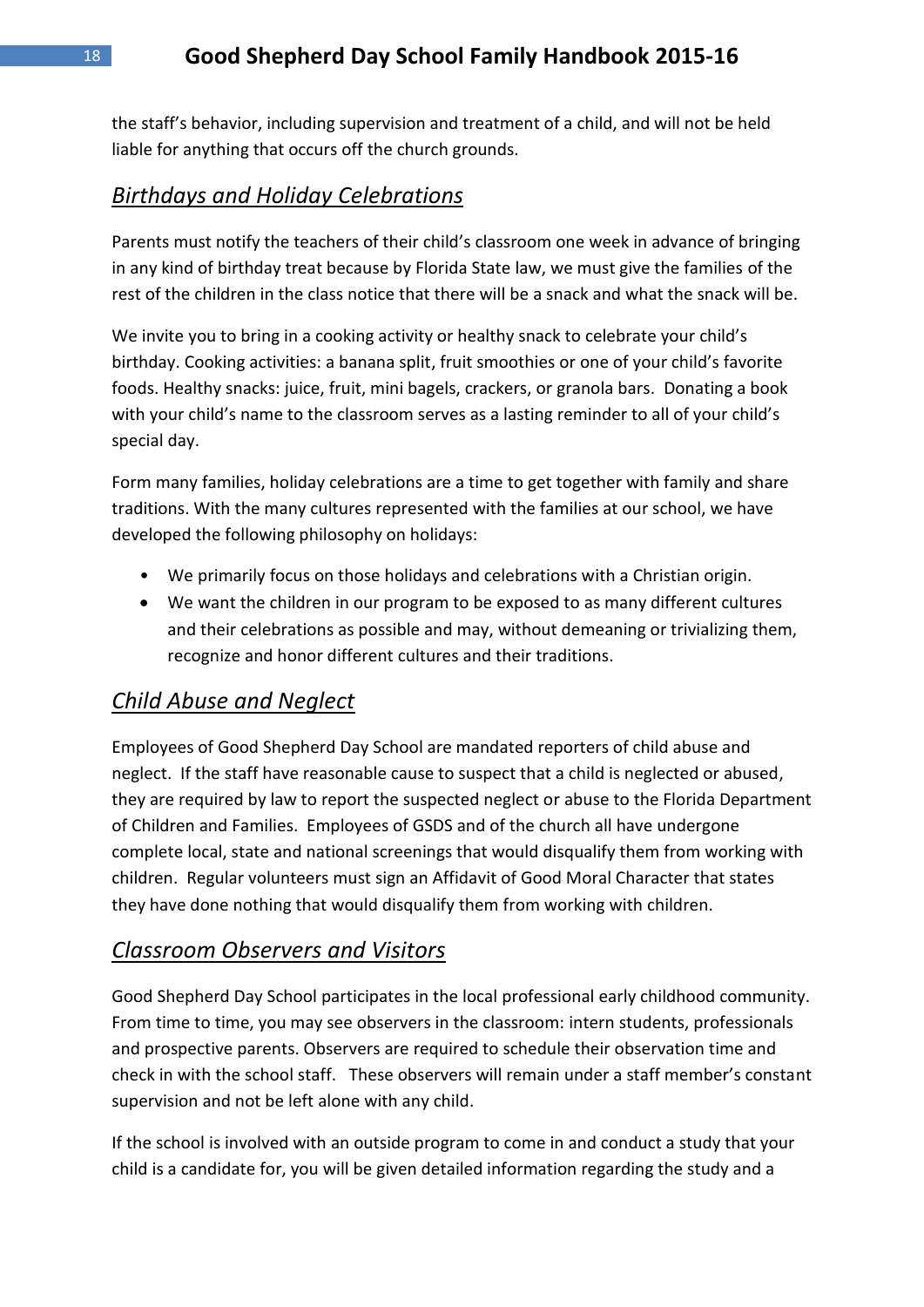the staff's behavior, including supervision and treatment of a child, and will not be held liable for anything that occurs off the church grounds.

## *Birthdays and Holiday Celebrations*

Parents must notify the teachers of their child's classroom one week in advance of bringing in any kind of birthday treat because by Florida State law, we must give the families of the rest of the children in the class notice that there will be a snack and what the snack will be.

We invite you to bring in a cooking activity or healthy snack to celebrate your child's birthday. Cooking activities: a banana split, fruit smoothies or one of your child's favorite foods. Healthy snacks: juice, fruit, mini bagels, crackers, or granola bars. Donating a book with your child's name to the classroom serves as a lasting reminder to all of your child's special day.

Form many families, holiday celebrations are a time to get together with family and share traditions. With the many cultures represented with the families at our school, we have developed the following philosophy on holidays:

- We primarily focus on those holidays and celebrations with a Christian origin.
- We want the children in our program to be exposed to as many different cultures and their celebrations as possible and may, without demeaning or trivializing them, recognize and honor different cultures and their traditions.

## *Child Abuse and Neglect*

Employees of Good Shepherd Day School are mandated reporters of child abuse and neglect. If the staff have reasonable cause to suspect that a child is neglected or abused, they are required by law to report the suspected neglect or abuse to the Florida Department of Children and Families. Employees of GSDS and of the church all have undergone complete local, state and national screenings that would disqualify them from working with children. Regular volunteers must sign an Affidavit of Good Moral Character that states they have done nothing that would disqualify them from working with children.

## *Classroom Observers and Visitors*

Good Shepherd Day School participates in the local professional early childhood community. From time to time, you may see observers in the classroom: intern students, professionals and prospective parents. Observers are required to schedule their observation time and check in with the school staff. These observers will remain under a staff member's constant supervision and not be left alone with any child.

If the school is involved with an outside program to come in and conduct a study that your child is a candidate for, you will be given detailed information regarding the study and a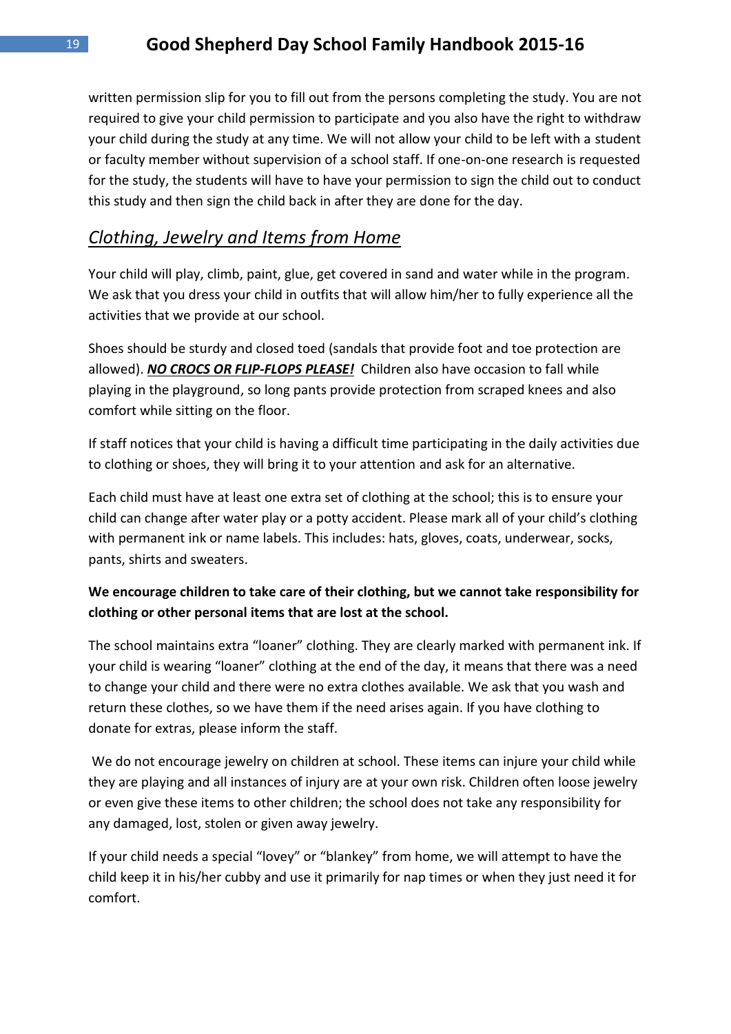written permission slip for you to fill out from the persons completing the study. You are not required to give your child permission to participate and you also have the right to withdraw your child during the study at any time. We will not allow your child to be left with a student or faculty member without supervision of a school staff. If one-on-one research is requested for the study, the students will have to have your permission to sign the child out to conduct this study and then sign the child back in after they are done for the day.

## *Clothing, Jewelry and Items from Home*

Your child will play, climb, paint, glue, get covered in sand and water while in the program. We ask that you dress your child in outfits that will allow him/her to fully experience all the activities that we provide at our school.

Shoes should be sturdy and closed toed (sandals that provide foot and toe protection are allowed). ***NO CROCS OR FLIP-FLOPS PLEASE!*** Children also have occasion to fall while playing in the playground, so long pants provide protection from scraped knees and also comfort while sitting on the floor.

If staff notices that your child is having a difficult time participating in the daily activities due to clothing or shoes, they will bring it to your attention and ask for an alternative.

Each child must have at least one extra set of clothing at the school; this is to ensure your child can change after water play or a potty accident. Please mark all of your child's clothing with permanent ink or name labels. This includes: hats, gloves, coats, underwear, socks, pants, shirts and sweaters.

**We encourage children to take care of their clothing, but we cannot take responsibility for clothing or other personal items that are lost at the school.**

The school maintains extra "loaner" clothing. They are clearly marked with permanent ink. If your child is wearing "loaner" clothing at the end of the day, it means that there was a need to change your child and there were no extra clothes available. We ask that you wash and return these clothes, so we have them if the need arises again. If you have clothing to donate for extras, please inform the staff.

We do not encourage jewelry on children at school. These items can injure your child while they are playing and all instances of injury are at your own risk. Children often loose jewelry or even give these items to other children; the school does not take any responsibility for any damaged, lost, stolen or given away jewelry.

If your child needs a special "lovey" or "blankey" from home, we will attempt to have the child keep it in his/her cubby and use it primarily for nap times or when they just need it for comfort.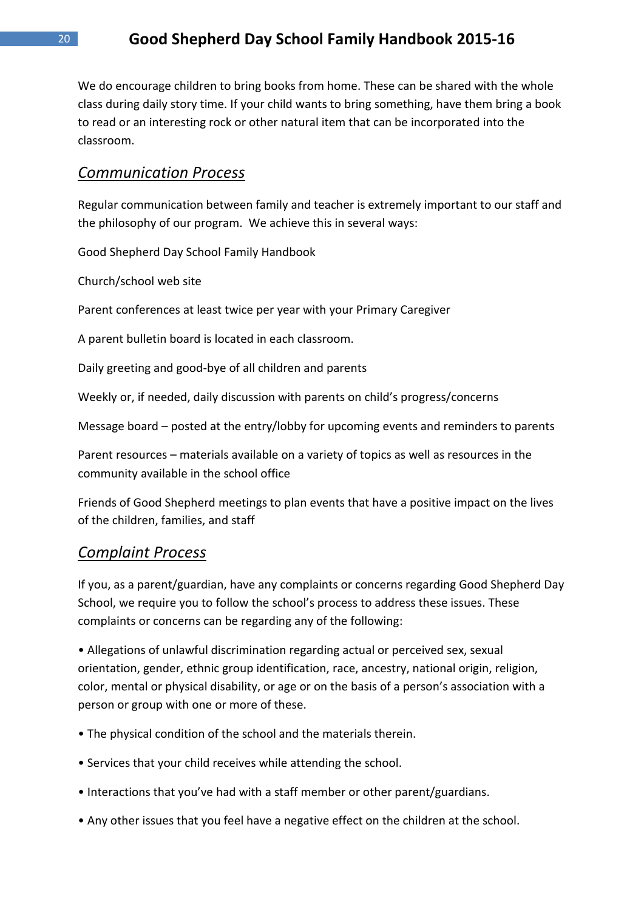We do encourage children to bring books from home. These can be shared with the whole class during daily story time. If your child wants to bring something, have them bring a book to read or an interesting rock or other natural item that can be incorporated into the classroom.

## *Communication Process*

Regular communication between family and teacher is extremely important to our staff and the philosophy of our program. We achieve this in several ways:

Good Shepherd Day School Family Handbook

Church/school web site

Parent conferences at least twice per year with your Primary Caregiver

A parent bulletin board is located in each classroom.

Daily greeting and good-bye of all children and parents

Weekly or, if needed, daily discussion with parents on child's progress/concerns

Message board – posted at the entry/lobby for upcoming events and reminders to parents

Parent resources – materials available on a variety of topics as well as resources in the community available in the school office

Friends of Good Shepherd meetings to plan events that have a positive impact on the lives of the children, families, and staff

## *Complaint Process*

If you, as a parent/guardian, have any complaints or concerns regarding Good Shepherd Day School, we require you to follow the school's process to address these issues. These complaints or concerns can be regarding any of the following:

- Allegations of unlawful discrimination regarding actual or perceived sex, sexual orientation, gender, ethnic group identification, race, ancestry, national origin, religion, color, mental or physical disability, or age or on the basis of a person's association with a person or group with one or more of these.
- The physical condition of the school and the materials therein.
- Services that your child receives while attending the school.
- Interactions that you've had with a staff member or other parent/guardians.
- Any other issues that you feel have a negative effect on the children at the school.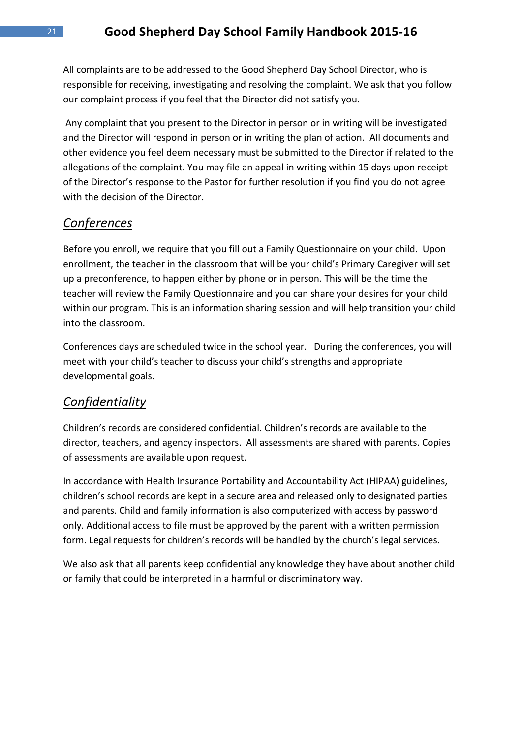All complaints are to be addressed to the Good Shepherd Day School Director, who is responsible for receiving, investigating and resolving the complaint. We ask that you follow our complaint process if you feel that the Director did not satisfy you.

Any complaint that you present to the Director in person or in writing will be investigated and the Director will respond in person or in writing the plan of action. All documents and other evidence you feel deem necessary must be submitted to the Director if related to the allegations of the complaint. You may file an appeal in writing within 15 days upon receipt of the Director's response to the Pastor for further resolution if you find you do not agree with the decision of the Director.

## *Conferences*

Before you enroll, we require that you fill out a Family Questionnaire on your child. Upon enrollment, the teacher in the classroom that will be your child's Primary Caregiver will set up a preconference, to happen either by phone or in person. This will be the time the teacher will review the Family Questionnaire and you can share your desires for your child within our program. This is an information sharing session and will help transition your child into the classroom.

Conferences days are scheduled twice in the school year. During the conferences, you will meet with your child's teacher to discuss your child's strengths and appropriate developmental goals.

## *Confidentiality*

Children's records are considered confidential. Children's records are available to the director, teachers, and agency inspectors. All assessments are shared with parents. Copies of assessments are available upon request.

In accordance with Health Insurance Portability and Accountability Act (HIPAA) guidelines, children's school records are kept in a secure area and released only to designated parties and parents. Child and family information is also computerized with access by password only. Additional access to file must be approved by the parent with a written permission form. Legal requests for children's records will be handled by the church's legal services.

We also ask that all parents keep confidential any knowledge they have about another child or family that could be interpreted in a harmful or discriminatory way.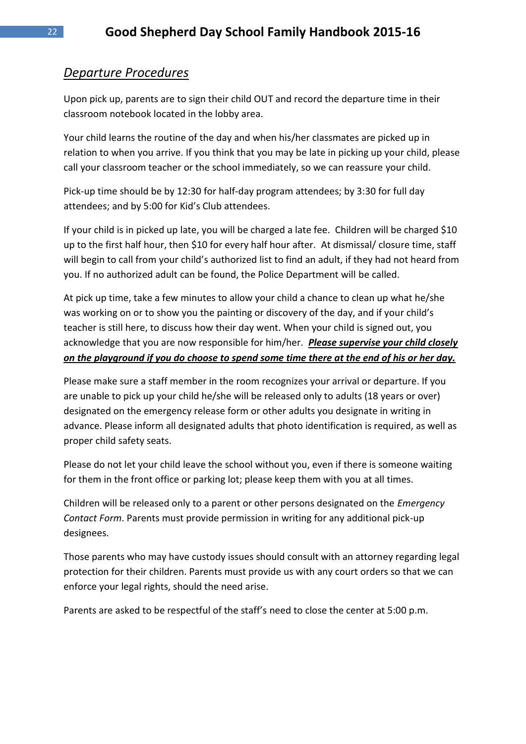## *Departure Procedures*

Upon pick up, parents are to sign their child OUT and record the departure time in their classroom notebook located in the lobby area.

Your child learns the routine of the day and when his/her classmates are picked up in relation to when you arrive. If you think that you may be late in picking up your child, please call your classroom teacher or the school immediately, so we can reassure your child.

Pick-up time should be by 12:30 for half-day program attendees; by 3:30 for full day attendees; and by 5:00 for Kid's Club attendees.

If your child is in picked up late, you will be charged a late fee. Children will be charged $10 up to the first half hour, then $10 for every half hour after. At dismissal/ closure time, staff will begin to call from your child's authorized list to find an adult, if they had not heard from you. If no authorized adult can be found, the Police Department will be called.

At pick up time, take a few minutes to allow your child a chance to clean up what he/she was working on or to show you the painting or discovery of the day, and if your child's teacher is still here, to discuss how their day went. When your child is signed out, you acknowledge that you are now responsible for him/her. ***Please supervise your child closely on the playground if you do choose to spend some time there at the end of his or her day.***

Please make sure a staff member in the room recognizes your arrival or departure. If you are unable to pick up your child he/she will be released only to adults (18 years or over) designated on the emergency release form or other adults you designate in writing in advance. Please inform all designated adults that photo identification is required, as well as proper child safety seats.

Please do not let your child leave the school without you, even if there is someone waiting for them in the front office or parking lot; please keep them with you at all times.

Children will be released only to a parent or other persons designated on the *Emergency Contact Form*. Parents must provide permission in writing for any additional pick-up designees.

Those parents who may have custody issues should consult with an attorney regarding legal protection for their children. Parents must provide us with any court orders so that we can enforce your legal rights, should the need arise.

Parents are asked to be respectful of the staff's need to close the center at 5:00 p.m.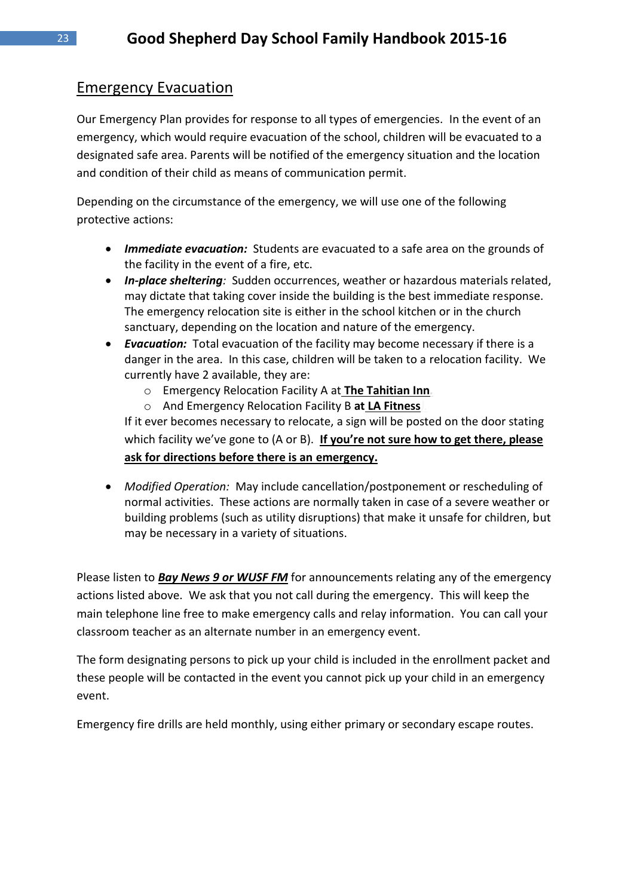## Emergency Evacuation

Our Emergency Plan provides for response to all types of emergencies. In the event of an emergency, which would require evacuation of the school, children will be evacuated to a designated safe area. Parents will be notified of the emergency situation and the location and condition of their child as means of communication permit.

Depending on the circumstance of the emergency, we will use one of the following protective actions:

- ***Immediate evacuation:*** Students are evacuated to a safe area on the grounds of the facility in the event of a fire, etc.
- ***In-place sheltering**:* Sudden occurrences, weather or hazardous materials related, may dictate that taking cover inside the building is the best immediate response. The emergency relocation site is either in the school kitchen or in the church sanctuary, depending on the location and nature of the emergency.
- ***Evacuation:*** Total evacuation of the facility may become necessary if there is a danger in the area. In this case, children will be taken to a relocation facility. We currently have 2 available, they are:
  - Emergency Relocation Facility A at **The Tahitian Inn**
  - And Emergency Relocation Facility B **at LA Fitness**

  If it ever becomes necessary to relocate, a sign will be posted on the door stating which facility we've gone to (A or B). **If you're not sure how to get there, please ask for directions before there is an emergency.**

- *Modified Operation:* May include cancellation/postponement or rescheduling of normal activities. These actions are normally taken in case of a severe weather or building problems (such as utility disruptions) that make it unsafe for children, but may be necessary in a variety of situations.

Please listen to ***Bay News 9 or WUSF FM*** for announcements relating any of the emergency actions listed above. We ask that you not call during the emergency. This will keep the main telephone line free to make emergency calls and relay information. You can call your classroom teacher as an alternate number in an emergency event.

The form designating persons to pick up your child is included in the enrollment packet and these people will be contacted in the event you cannot pick up your child in an emergency event.

Emergency fire drills are held monthly, using either primary or secondary escape routes.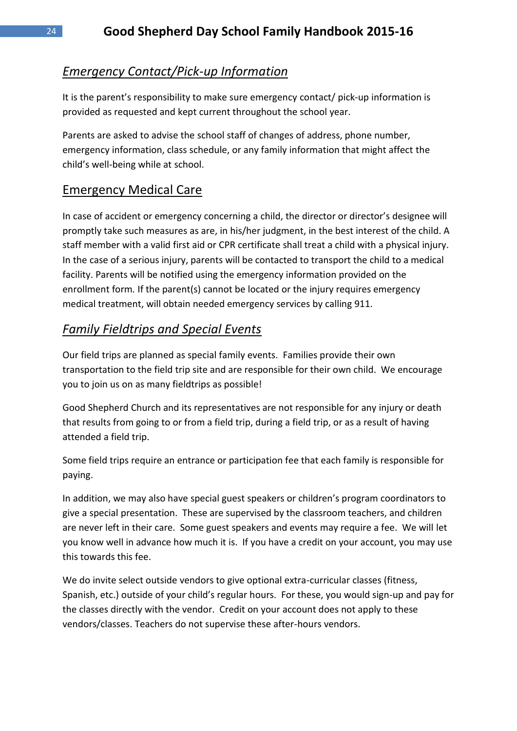## *Emergency Contact/Pick-up Information*

It is the parent's responsibility to make sure emergency contact/ pick-up information is provided as requested and kept current throughout the school year.

Parents are asked to advise the school staff of changes of address, phone number, emergency information, class schedule, or any family information that might affect the child's well-being while at school.

## Emergency Medical Care

In case of accident or emergency concerning a child, the director or director's designee will promptly take such measures as are, in his/her judgment, in the best interest of the child. A staff member with a valid first aid or CPR certificate shall treat a child with a physical injury. In the case of a serious injury, parents will be contacted to transport the child to a medical facility. Parents will be notified using the emergency information provided on the enrollment form. If the parent(s) cannot be located or the injury requires emergency medical treatment, will obtain needed emergency services by calling 911.

## *Family Fieldtrips and Special Events*

Our field trips are planned as special family events. Families provide their own transportation to the field trip site and are responsible for their own child. We encourage you to join us on as many fieldtrips as possible!

Good Shepherd Church and its representatives are not responsible for any injury or death that results from going to or from a field trip, during a field trip, or as a result of having attended a field trip.

Some field trips require an entrance or participation fee that each family is responsible for paying.

In addition, we may also have special guest speakers or children's program coordinators to give a special presentation. These are supervised by the classroom teachers, and children are never left in their care. Some guest speakers and events may require a fee. We will let you know well in advance how much it is. If you have a credit on your account, you may use this towards this fee.

We do invite select outside vendors to give optional extra-curricular classes (fitness, Spanish, etc.) outside of your child's regular hours. For these, you would sign-up and pay for the classes directly with the vendor. Credit on your account does not apply to these vendors/classes. Teachers do not supervise these after-hours vendors.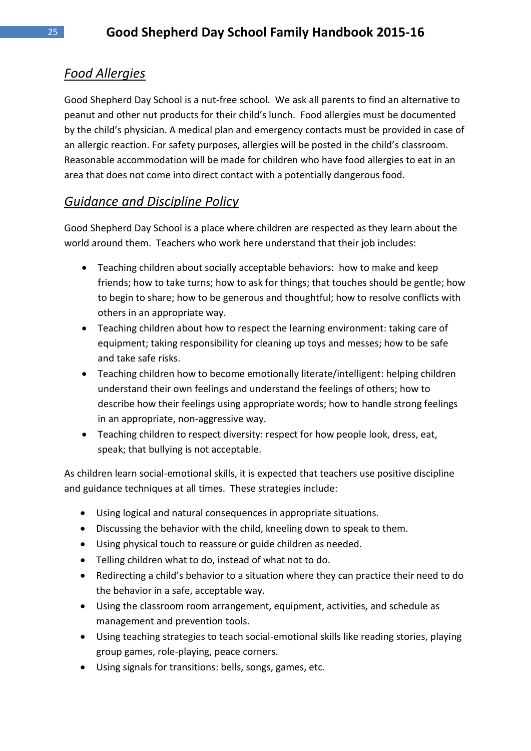## *Food Allergies*

Good Shepherd Day School is a nut-free school. We ask all parents to find an alternative to peanut and other nut products for their child's lunch. Food allergies must be documented by the child's physician. A medical plan and emergency contacts must be provided in case of an allergic reaction. For safety purposes, allergies will be posted in the child's classroom. Reasonable accommodation will be made for children who have food allergies to eat in an area that does not come into direct contact with a potentially dangerous food.

## *Guidance and Discipline Policy*

Good Shepherd Day School is a place where children are respected as they learn about the world around them. Teachers who work here understand that their job includes:

- Teaching children about socially acceptable behaviors: how to make and keep friends; how to take turns; how to ask for things; that touches should be gentle; how to begin to share; how to be generous and thoughtful; how to resolve conflicts with others in an appropriate way.
- Teaching children about how to respect the learning environment: taking care of equipment; taking responsibility for cleaning up toys and messes; how to be safe and take safe risks.
- Teaching children how to become emotionally literate/intelligent: helping children understand their own feelings and understand the feelings of others; how to describe how their feelings using appropriate words; how to handle strong feelings in an appropriate, non-aggressive way.
- Teaching children to respect diversity: respect for how people look, dress, eat, speak; that bullying is not acceptable.

As children learn social-emotional skills, it is expected that teachers use positive discipline and guidance techniques at all times. These strategies include:

- Using logical and natural consequences in appropriate situations.
- Discussing the behavior with the child, kneeling down to speak to them.
- Using physical touch to reassure or guide children as needed.
- Telling children what to do, instead of what not to do.
- Redirecting a child's behavior to a situation where they can practice their need to do the behavior in a safe, acceptable way.
- Using the classroom room arrangement, equipment, activities, and schedule as management and prevention tools.
- Using teaching strategies to teach social-emotional skills like reading stories, playing group games, role-playing, peace corners.
- Using signals for transitions: bells, songs, games, etc.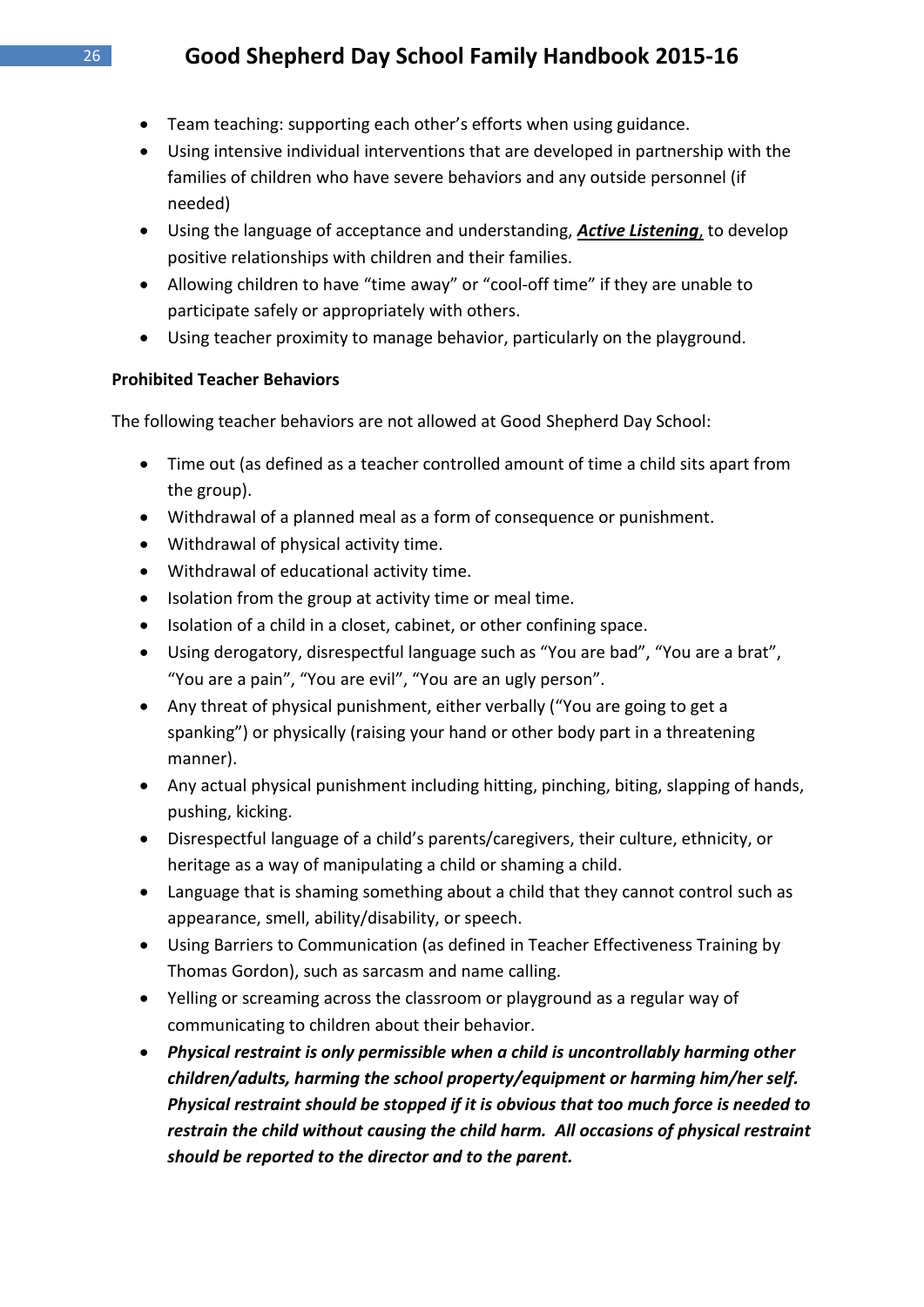- Team teaching: supporting each other's efforts when using guidance.
- Using intensive individual interventions that are developed in partnership with the families of children who have severe behaviors and any outside personnel (if needed)
- Using the language of acceptance and understanding, ***Active Listening***, to develop positive relationships with children and their families.
- Allowing children to have "time away" or "cool-off time" if they are unable to participate safely or appropriately with others.
- Using teacher proximity to manage behavior, particularly on the playground.

**Prohibited Teacher Behaviors**

The following teacher behaviors are not allowed at Good Shepherd Day School:

- Time out (as defined as a teacher controlled amount of time a child sits apart from the group).
- Withdrawal of a planned meal as a form of consequence or punishment.
- Withdrawal of physical activity time.
- Withdrawal of educational activity time.
- Isolation from the group at activity time or meal time.
- Isolation of a child in a closet, cabinet, or other confining space.
- Using derogatory, disrespectful language such as "You are bad", "You are a brat", "You are a pain", "You are evil", "You are an ugly person".
- Any threat of physical punishment, either verbally ("You are going to get a spanking") or physically (raising your hand or other body part in a threatening manner).
- Any actual physical punishment including hitting, pinching, biting, slapping of hands, pushing, kicking.
- Disrespectful language of a child's parents/caregivers, their culture, ethnicity, or heritage as a way of manipulating a child or shaming a child.
- Language that is shaming something about a child that they cannot control such as appearance, smell, ability/disability, or speech.
- Using Barriers to Communication (as defined in Teacher Effectiveness Training by Thomas Gordon), such as sarcasm and name calling.
- Yelling or screaming across the classroom or playground as a regular way of communicating to children about their behavior.
- ***Physical restraint is only permissible when a child is uncontrollably harming other children/adults, harming the school property/equipment or harming him/her self. Physical restraint should be stopped if it is obvious that too much force is needed to restrain the child without causing the child harm. All occasions of physical restraint should be reported to the director and to the parent.***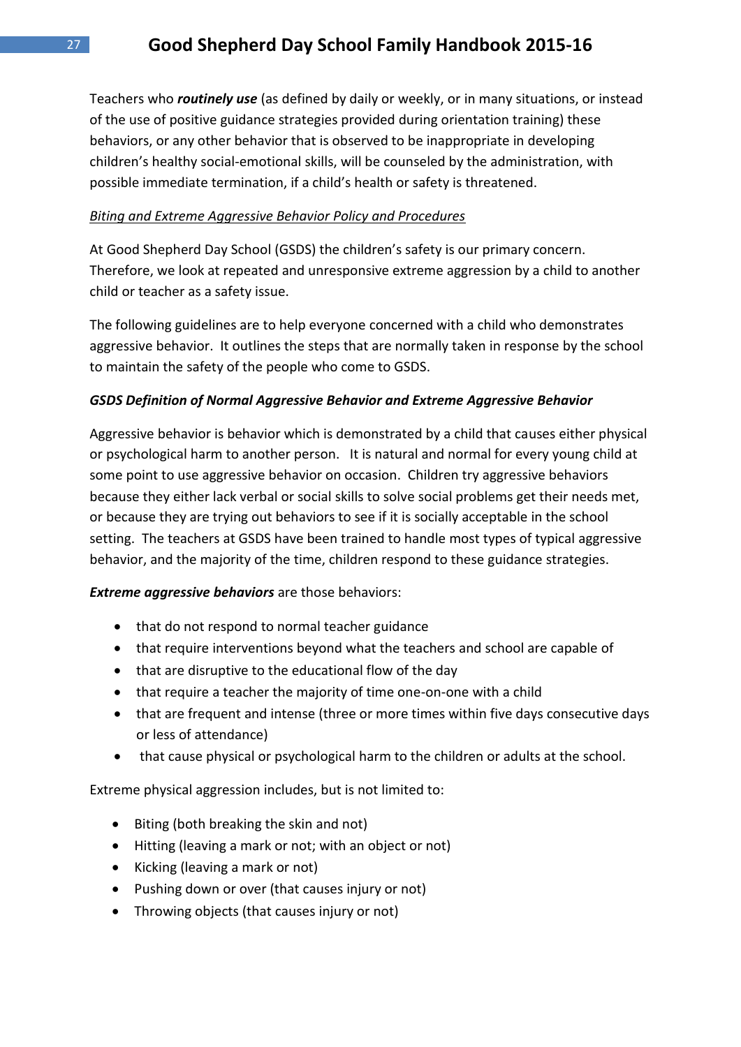Teachers who ***routinely use*** (as defined by daily or weekly, or in many situations, or instead of the use of positive guidance strategies provided during orientation training) these behaviors, or any other behavior that is observed to be inappropriate in developing children's healthy social-emotional skills, will be counseled by the administration, with possible immediate termination, if a child's health or safety is threatened.

<u>*Biting and Extreme Aggressive Behavior Policy and Procedures*</u>

At Good Shepherd Day School (GSDS) the children's safety is our primary concern. Therefore, we look at repeated and unresponsive extreme aggression by a child to another child or teacher as a safety issue.

The following guidelines are to help everyone concerned with a child who demonstrates aggressive behavior. It outlines the steps that are normally taken in response by the school to maintain the safety of the people who come to GSDS.

***GSDS Definition of Normal Aggressive Behavior and Extreme Aggressive Behavior***

Aggressive behavior is behavior which is demonstrated by a child that causes either physical or psychological harm to another person. It is natural and normal for every young child at some point to use aggressive behavior on occasion. Children try aggressive behaviors because they either lack verbal or social skills to solve social problems get their needs met, or because they are trying out behaviors to see if it is socially acceptable in the school setting. The teachers at GSDS have been trained to handle most types of typical aggressive behavior, and the majority of the time, children respond to these guidance strategies.

***Extreme aggressive behaviors*** are those behaviors:

- that do not respond to normal teacher guidance
- that require interventions beyond what the teachers and school are capable of
- that are disruptive to the educational flow of the day
- that require a teacher the majority of time one-on-one with a child
- that are frequent and intense (three or more times within five days consecutive days or less of attendance)
- that cause physical or psychological harm to the children or adults at the school.

Extreme physical aggression includes, but is not limited to:

- Biting (both breaking the skin and not)
- Hitting (leaving a mark or not; with an object or not)
- Kicking (leaving a mark or not)
- Pushing down or over (that causes injury or not)
- Throwing objects (that causes injury or not)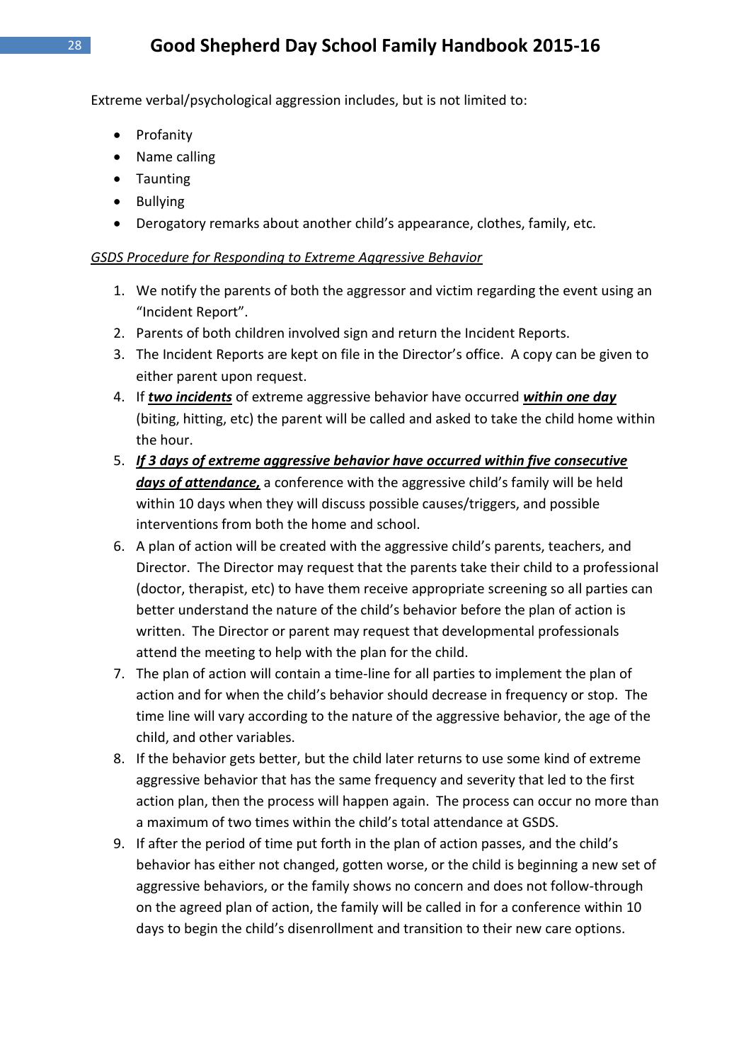Extreme verbal/psychological aggression includes, but is not limited to:

- Profanity
- Name calling
- Taunting
- Bullying
- Derogatory remarks about another child's appearance, clothes, family, etc.

*<u>GSDS Procedure for Responding to Extreme Aggressive Behavior</u>*

1. We notify the parents of both the aggressor and victim regarding the event using an "Incident Report".
2. Parents of both children involved sign and return the Incident Reports.
3. The Incident Reports are kept on file in the Director's office. A copy can be given to either parent upon request.
4. If ***<u>two incidents</u>*** of extreme aggressive behavior have occurred ***<u>within one day</u>*** (biting, hitting, etc) the parent will be called and asked to take the child home within the hour.
5. ***<u>If 3 days of extreme aggressive behavior have occurred within five consecutive days of attendance,</u>*** a conference with the aggressive child's family will be held within 10 days when they will discuss possible causes/triggers, and possible interventions from both the home and school.
6. A plan of action will be created with the aggressive child's parents, teachers, and Director. The Director may request that the parents take their child to a professional (doctor, therapist, etc) to have them receive appropriate screening so all parties can better understand the nature of the child's behavior before the plan of action is written. The Director or parent may request that developmental professionals attend the meeting to help with the plan for the child.
7. The plan of action will contain a time-line for all parties to implement the plan of action and for when the child's behavior should decrease in frequency or stop. The time line will vary according to the nature of the aggressive behavior, the age of the child, and other variables.
8. If the behavior gets better, but the child later returns to use some kind of extreme aggressive behavior that has the same frequency and severity that led to the first action plan, then the process will happen again. The process can occur no more than a maximum of two times within the child's total attendance at GSDS.
9. If after the period of time put forth in the plan of action passes, and the child's behavior has either not changed, gotten worse, or the child is beginning a new set of aggressive behaviors, or the family shows no concern and does not follow-through on the agreed plan of action, the family will be called in for a conference within 10 days to begin the child's disenrollment and transition to their new care options.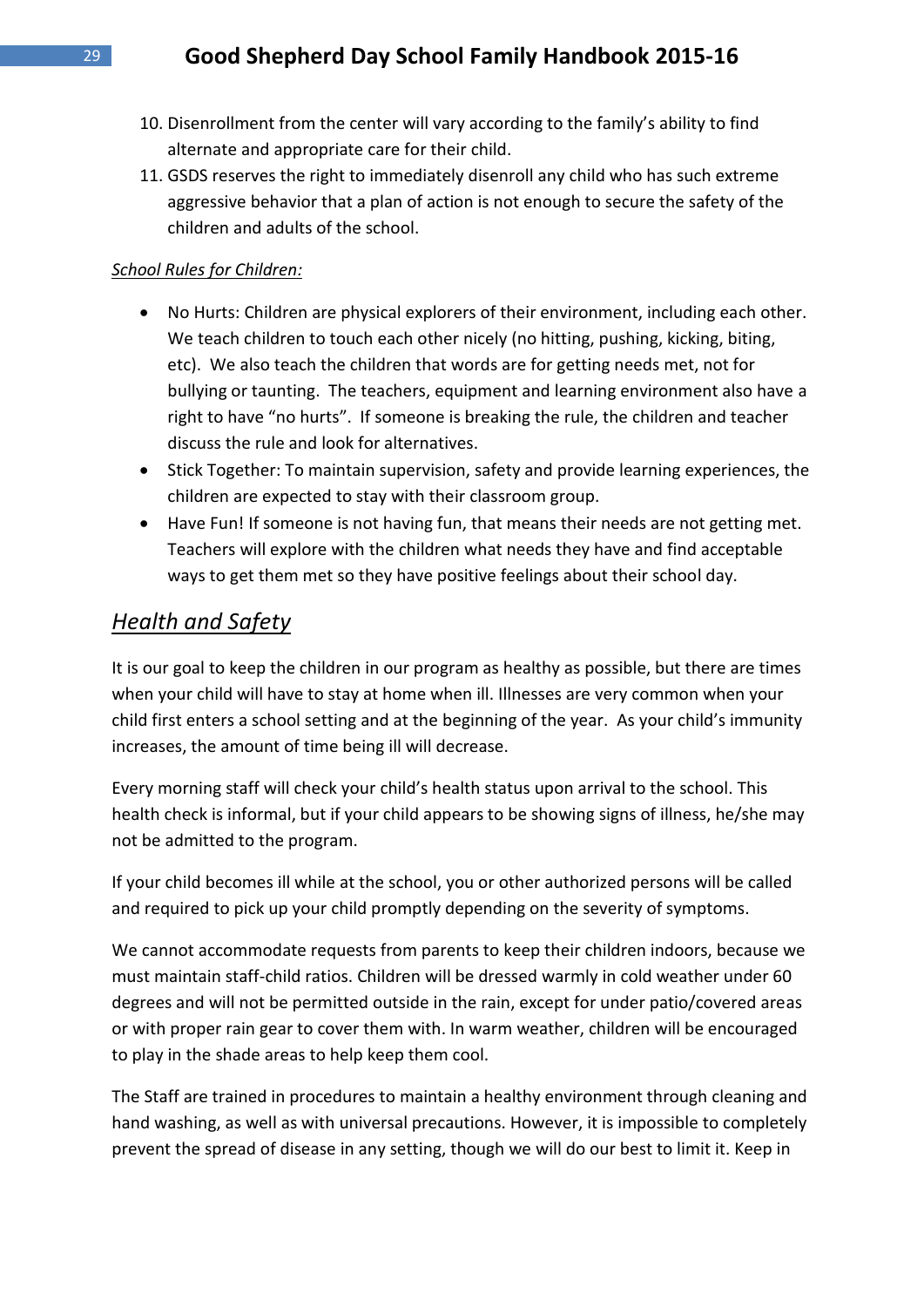10. Disenrollment from the center will vary according to the family's ability to find alternate and appropriate care for their child.
11. GSDS reserves the right to immediately disenroll any child who has such extreme aggressive behavior that a plan of action is not enough to secure the safety of the children and adults of the school.

*School Rules for Children:*

- No Hurts: Children are physical explorers of their environment, including each other. We teach children to touch each other nicely (no hitting, pushing, kicking, biting, etc). We also teach the children that words are for getting needs met, not for bullying or taunting. The teachers, equipment and learning environment also have a right to have "no hurts". If someone is breaking the rule, the children and teacher discuss the rule and look for alternatives.
- Stick Together: To maintain supervision, safety and provide learning experiences, the children are expected to stay with their classroom group.
- Have Fun! If someone is not having fun, that means their needs are not getting met. Teachers will explore with the children what needs they have and find acceptable ways to get them met so they have positive feelings about their school day.

## *Health and Safety*

It is our goal to keep the children in our program as healthy as possible, but there are times when your child will have to stay at home when ill. Illnesses are very common when your child first enters a school setting and at the beginning of the year. As your child's immunity increases, the amount of time being ill will decrease.

Every morning staff will check your child's health status upon arrival to the school. This health check is informal, but if your child appears to be showing signs of illness, he/she may not be admitted to the program.

If your child becomes ill while at the school, you or other authorized persons will be called and required to pick up your child promptly depending on the severity of symptoms.

We cannot accommodate requests from parents to keep their children indoors, because we must maintain staff-child ratios. Children will be dressed warmly in cold weather under 60 degrees and will not be permitted outside in the rain, except for under patio/covered areas or with proper rain gear to cover them with. In warm weather, children will be encouraged to play in the shade areas to help keep them cool.

The Staff are trained in procedures to maintain a healthy environment through cleaning and hand washing, as well as with universal precautions. However, it is impossible to completely prevent the spread of disease in any setting, though we will do our best to limit it. Keep in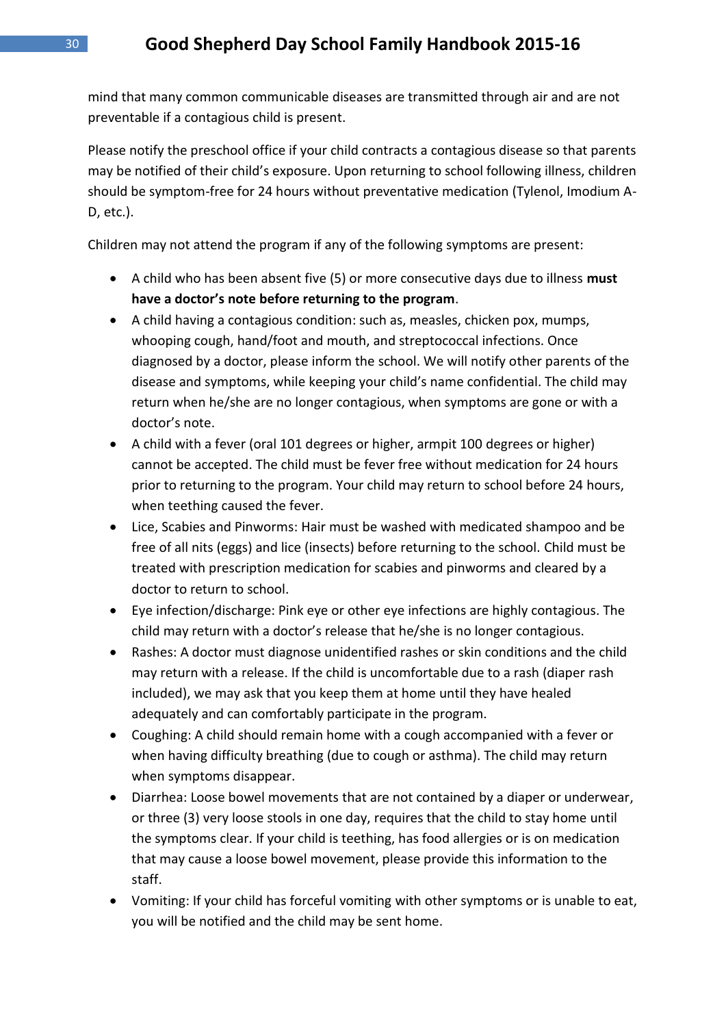mind that many common communicable diseases are transmitted through air and are not preventable if a contagious child is present.

Please notify the preschool office if your child contracts a contagious disease so that parents may be notified of their child's exposure. Upon returning to school following illness, children should be symptom-free for 24 hours without preventative medication (Tylenol, Imodium A-D, etc.).

Children may not attend the program if any of the following symptoms are present:

- A child who has been absent five (5) or more consecutive days due to illness **must have a doctor's note before returning to the program**.
- A child having a contagious condition: such as, measles, chicken pox, mumps, whooping cough, hand/foot and mouth, and streptococcal infections. Once diagnosed by a doctor, please inform the school. We will notify other parents of the disease and symptoms, while keeping your child's name confidential. The child may return when he/she are no longer contagious, when symptoms are gone or with a doctor's note.
- A child with a fever (oral 101 degrees or higher, armpit 100 degrees or higher) cannot be accepted. The child must be fever free without medication for 24 hours prior to returning to the program. Your child may return to school before 24 hours, when teething caused the fever.
- Lice, Scabies and Pinworms: Hair must be washed with medicated shampoo and be free of all nits (eggs) and lice (insects) before returning to the school. Child must be treated with prescription medication for scabies and pinworms and cleared by a doctor to return to school.
- Eye infection/discharge: Pink eye or other eye infections are highly contagious. The child may return with a doctor's release that he/she is no longer contagious.
- Rashes: A doctor must diagnose unidentified rashes or skin conditions and the child may return with a release. If the child is uncomfortable due to a rash (diaper rash included), we may ask that you keep them at home until they have healed adequately and can comfortably participate in the program.
- Coughing: A child should remain home with a cough accompanied with a fever or when having difficulty breathing (due to cough or asthma). The child may return when symptoms disappear.
- Diarrhea: Loose bowel movements that are not contained by a diaper or underwear, or three (3) very loose stools in one day, requires that the child to stay home until the symptoms clear. If your child is teething, has food allergies or is on medication that may cause a loose bowel movement, please provide this information to the staff.
- Vomiting: If your child has forceful vomiting with other symptoms or is unable to eat, you will be notified and the child may be sent home.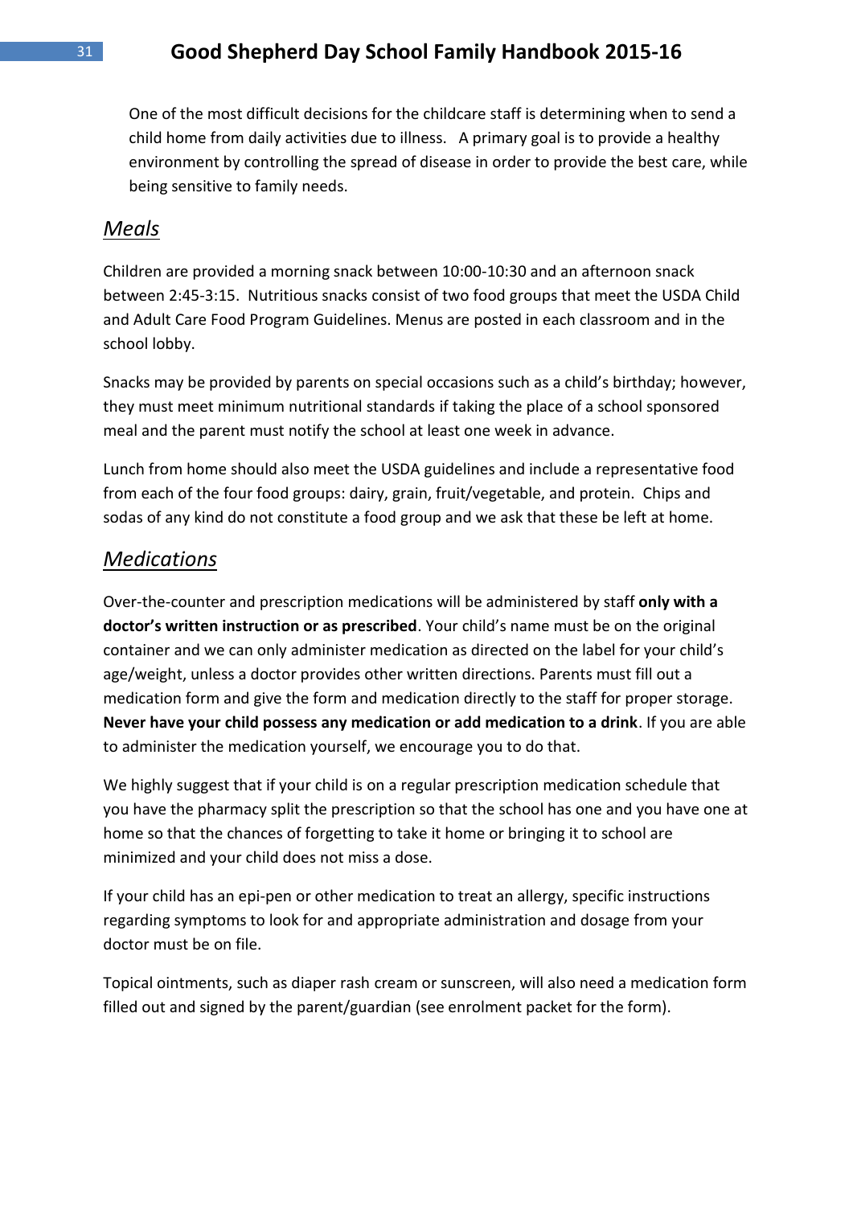One of the most difficult decisions for the childcare staff is determining when to send a child home from daily activities due to illness. A primary goal is to provide a healthy environment by controlling the spread of disease in order to provide the best care, while being sensitive to family needs.

## *Meals*

Children are provided a morning snack between 10:00-10:30 and an afternoon snack between 2:45-3:15. Nutritious snacks consist of two food groups that meet the USDA Child and Adult Care Food Program Guidelines. Menus are posted in each classroom and in the school lobby.

Snacks may be provided by parents on special occasions such as a child's birthday; however, they must meet minimum nutritional standards if taking the place of a school sponsored meal and the parent must notify the school at least one week in advance.

Lunch from home should also meet the USDA guidelines and include a representative food from each of the four food groups: dairy, grain, fruit/vegetable, and protein. Chips and sodas of any kind do not constitute a food group and we ask that these be left at home.

## *Medications*

Over-the-counter and prescription medications will be administered by staff **only with a doctor's written instruction or as prescribed**. Your child's name must be on the original container and we can only administer medication as directed on the label for your child's age/weight, unless a doctor provides other written directions. Parents must fill out a medication form and give the form and medication directly to the staff for proper storage. **Never have your child possess any medication or add medication to a drink**. If you are able to administer the medication yourself, we encourage you to do that.

We highly suggest that if your child is on a regular prescription medication schedule that you have the pharmacy split the prescription so that the school has one and you have one at home so that the chances of forgetting to take it home or bringing it to school are minimized and your child does not miss a dose.

If your child has an epi-pen or other medication to treat an allergy, specific instructions regarding symptoms to look for and appropriate administration and dosage from your doctor must be on file.

Topical ointments, such as diaper rash cream or sunscreen, will also need a medication form filled out and signed by the parent/guardian (see enrolment packet for the form).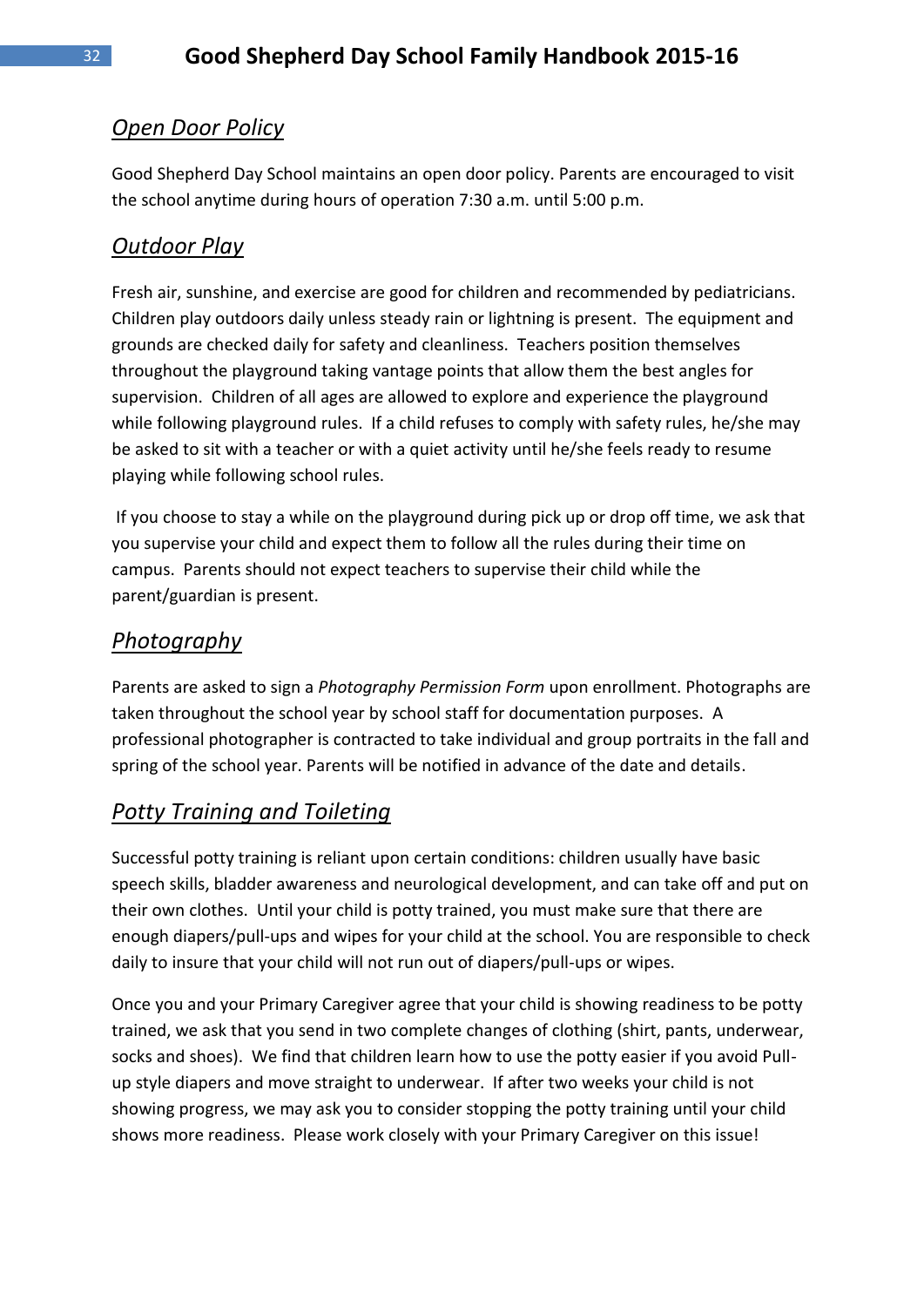## *Open Door Policy*

Good Shepherd Day School maintains an open door policy. Parents are encouraged to visit the school anytime during hours of operation 7:30 a.m. until 5:00 p.m.

## *Outdoor Play*

Fresh air, sunshine, and exercise are good for children and recommended by pediatricians. Children play outdoors daily unless steady rain or lightning is present. The equipment and grounds are checked daily for safety and cleanliness. Teachers position themselves throughout the playground taking vantage points that allow them the best angles for supervision. Children of all ages are allowed to explore and experience the playground while following playground rules. If a child refuses to comply with safety rules, he/she may be asked to sit with a teacher or with a quiet activity until he/she feels ready to resume playing while following school rules.

If you choose to stay a while on the playground during pick up or drop off time, we ask that you supervise your child and expect them to follow all the rules during their time on campus. Parents should not expect teachers to supervise their child while the parent/guardian is present.

## *Photography*

Parents are asked to sign a *Photography Permission Form* upon enrollment. Photographs are taken throughout the school year by school staff for documentation purposes. A professional photographer is contracted to take individual and group portraits in the fall and spring of the school year. Parents will be notified in advance of the date and details.

## *Potty Training and Toileting*

Successful potty training is reliant upon certain conditions: children usually have basic speech skills, bladder awareness and neurological development, and can take off and put on their own clothes. Until your child is potty trained, you must make sure that there are enough diapers/pull-ups and wipes for your child at the school. You are responsible to check daily to insure that your child will not run out of diapers/pull-ups or wipes.

Once you and your Primary Caregiver agree that your child is showing readiness to be potty trained, we ask that you send in two complete changes of clothing (shirt, pants, underwear, socks and shoes). We find that children learn how to use the potty easier if you avoid Pull-up style diapers and move straight to underwear. If after two weeks your child is not showing progress, we may ask you to consider stopping the potty training until your child shows more readiness. Please work closely with your Primary Caregiver on this issue!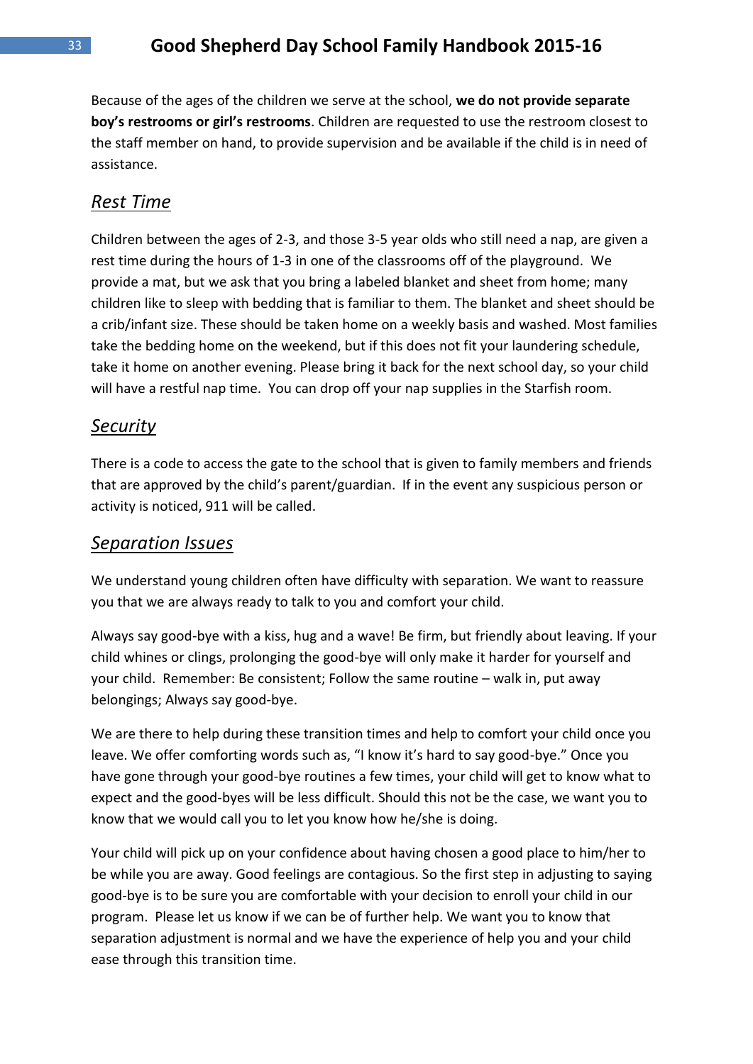Because of the ages of the children we serve at the school, **we do not provide separate boy's restrooms or girl's restrooms**. Children are requested to use the restroom closest to the staff member on hand, to provide supervision and be available if the child is in need of assistance.

## *Rest Time*

Children between the ages of 2-3, and those 3-5 year olds who still need a nap, are given a rest time during the hours of 1-3 in one of the classrooms off of the playground. We provide a mat, but we ask that you bring a labeled blanket and sheet from home; many children like to sleep with bedding that is familiar to them. The blanket and sheet should be a crib/infant size. These should be taken home on a weekly basis and washed. Most families take the bedding home on the weekend, but if this does not fit your laundering schedule, take it home on another evening. Please bring it back for the next school day, so your child will have a restful nap time. You can drop off your nap supplies in the Starfish room.

## *Security*

There is a code to access the gate to the school that is given to family members and friends that are approved by the child's parent/guardian. If in the event any suspicious person or activity is noticed, 911 will be called.

## *Separation Issues*

We understand young children often have difficulty with separation. We want to reassure you that we are always ready to talk to you and comfort your child.

Always say good-bye with a kiss, hug and a wave! Be firm, but friendly about leaving. If your child whines or clings, prolonging the good-bye will only make it harder for yourself and your child. Remember: Be consistent; Follow the same routine – walk in, put away belongings; Always say good-bye.

We are there to help during these transition times and help to comfort your child once you leave. We offer comforting words such as, "I know it's hard to say good-bye." Once you have gone through your good-bye routines a few times, your child will get to know what to expect and the good-byes will be less difficult. Should this not be the case, we want you to know that we would call you to let you know how he/she is doing.

Your child will pick up on your confidence about having chosen a good place to him/her to be while you are away. Good feelings are contagious. So the first step in adjusting to saying good-bye is to be sure you are comfortable with your decision to enroll your child in our program. Please let us know if we can be of further help. We want you to know that separation adjustment is normal and we have the experience of help you and your child ease through this transition time.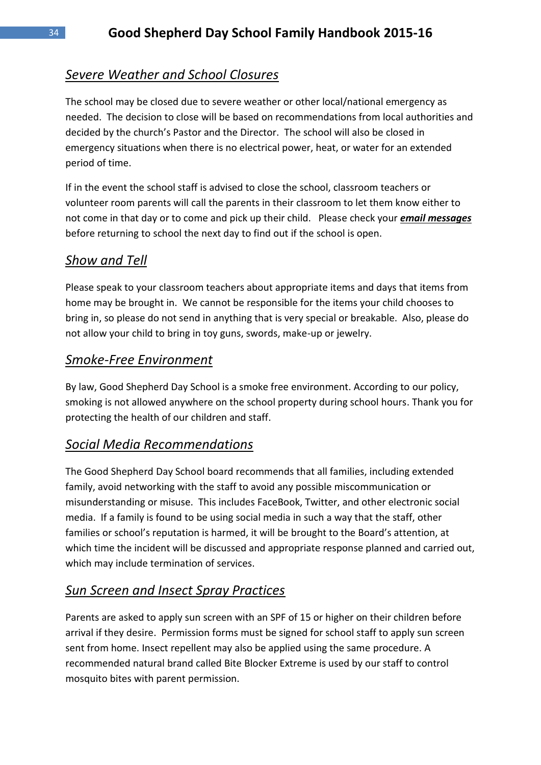## *Severe Weather and School Closures*

The school may be closed due to severe weather or other local/national emergency as needed. The decision to close will be based on recommendations from local authorities and decided by the church's Pastor and the Director. The school will also be closed in emergency situations when there is no electrical power, heat, or water for an extended period of time.

If in the event the school staff is advised to close the school, classroom teachers or volunteer room parents will call the parents in their classroom to let them know either to not come in that day or to come and pick up their child. Please check your ***email messages*** before returning to school the next day to find out if the school is open.

## *Show and Tell*

Please speak to your classroom teachers about appropriate items and days that items from home may be brought in. We cannot be responsible for the items your child chooses to bring in, so please do not send in anything that is very special or breakable. Also, please do not allow your child to bring in toy guns, swords, make-up or jewelry.

## *Smoke-Free Environment*

By law, Good Shepherd Day School is a smoke free environment. According to our policy, smoking is not allowed anywhere on the school property during school hours. Thank you for protecting the health of our children and staff.

## *Social Media Recommendations*

The Good Shepherd Day School board recommends that all families, including extended family, avoid networking with the staff to avoid any possible miscommunication or misunderstanding or misuse. This includes FaceBook, Twitter, and other electronic social media. If a family is found to be using social media in such a way that the staff, other families or school's reputation is harmed, it will be brought to the Board's attention, at which time the incident will be discussed and appropriate response planned and carried out, which may include termination of services.

## *Sun Screen and Insect Spray Practices*

Parents are asked to apply sun screen with an SPF of 15 or higher on their children before arrival if they desire. Permission forms must be signed for school staff to apply sun screen sent from home. Insect repellent may also be applied using the same procedure. A recommended natural brand called Bite Blocker Extreme is used by our staff to control mosquito bites with parent permission.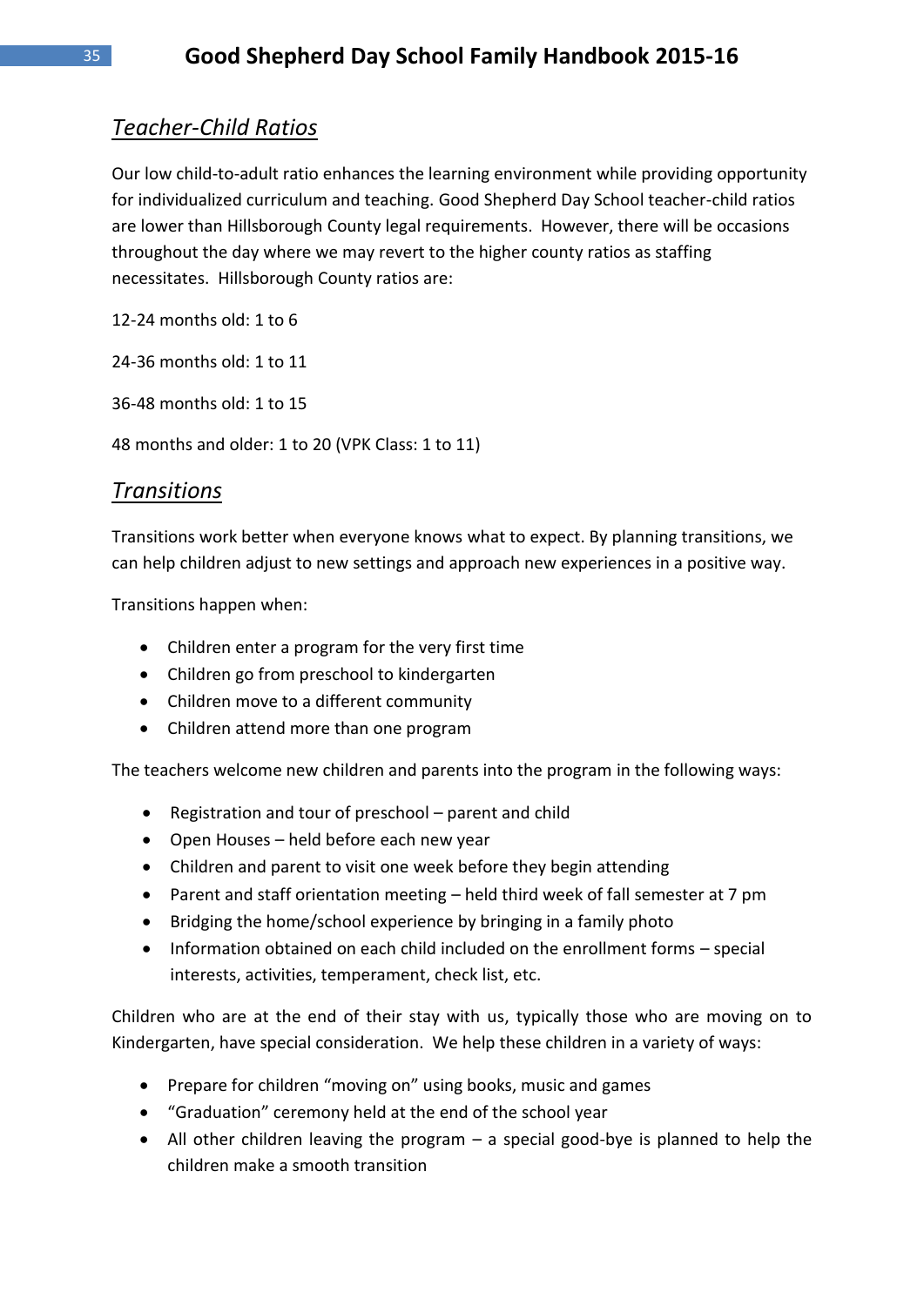## *Teacher-Child Ratios*

Our low child-to-adult ratio enhances the learning environment while providing opportunity for individualized curriculum and teaching. Good Shepherd Day School teacher-child ratios are lower than Hillsborough County legal requirements. However, there will be occasions throughout the day where we may revert to the higher county ratios as staffing necessitates. Hillsborough County ratios are:

12-24 months old: 1 to 6

24-36 months old: 1 to 11

36-48 months old: 1 to 15

48 months and older: 1 to 20 (VPK Class: 1 to 11)

## *Transitions*

Transitions work better when everyone knows what to expect. By planning transitions, we can help children adjust to new settings and approach new experiences in a positive way.

Transitions happen when:

- Children enter a program for the very first time
- Children go from preschool to kindergarten
- Children move to a different community
- Children attend more than one program

The teachers welcome new children and parents into the program in the following ways:

- Registration and tour of preschool – parent and child
- Open Houses – held before each new year
- Children and parent to visit one week before they begin attending
- Parent and staff orientation meeting – held third week of fall semester at 7 pm
- Bridging the home/school experience by bringing in a family photo
- Information obtained on each child included on the enrollment forms – special interests, activities, temperament, check list, etc.

Children who are at the end of their stay with us, typically those who are moving on to Kindergarten, have special consideration. We help these children in a variety of ways:

- Prepare for children "moving on" using books, music and games
- "Graduation" ceremony held at the end of the school year
- All other children leaving the program – a special good-bye is planned to help the children make a smooth transition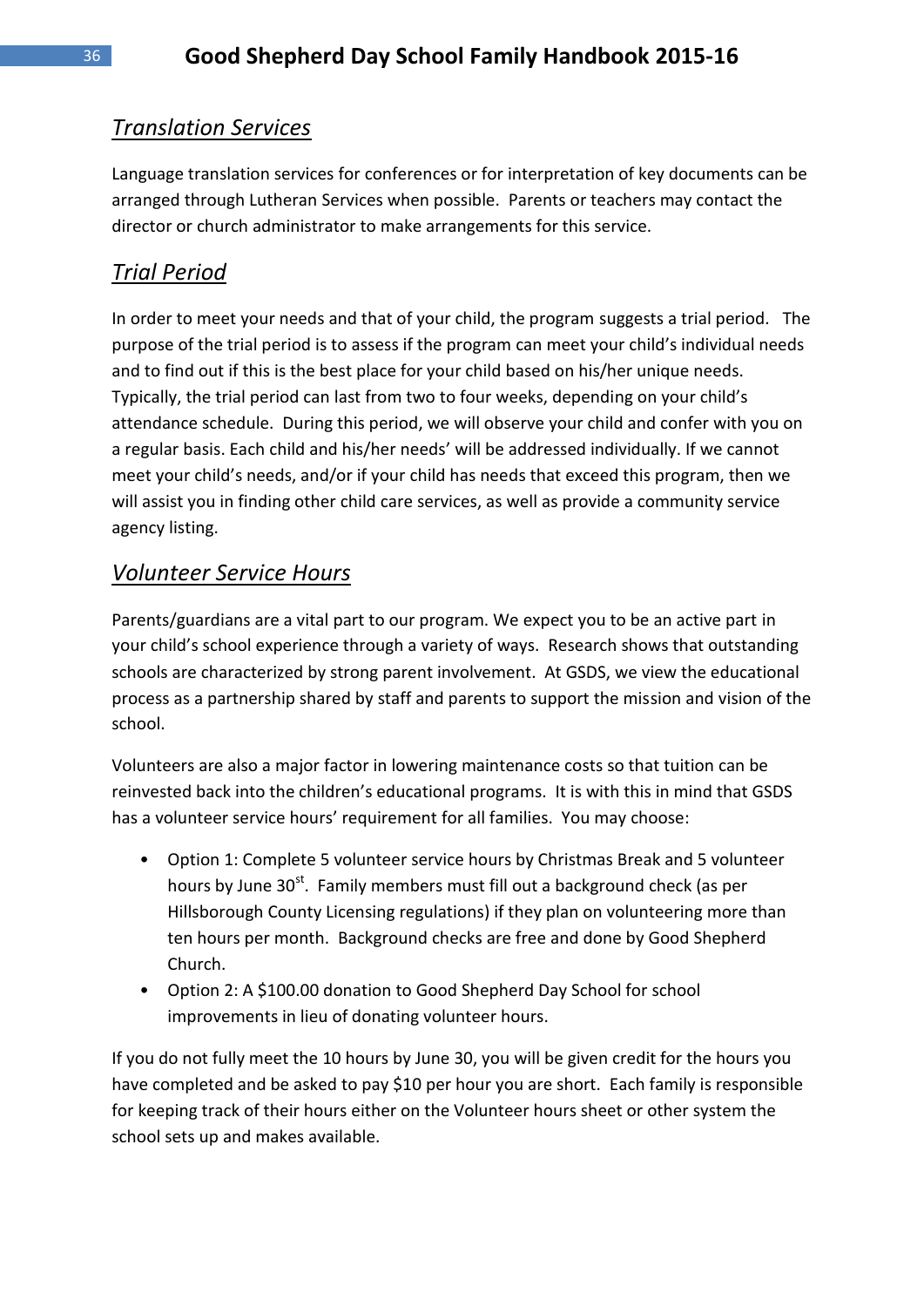## *Translation Services*

Language translation services for conferences or for interpretation of key documents can be arranged through Lutheran Services when possible. Parents or teachers may contact the director or church administrator to make arrangements for this service.

## *Trial Period*

In order to meet your needs and that of your child, the program suggests a trial period. The purpose of the trial period is to assess if the program can meet your child's individual needs and to find out if this is the best place for your child based on his/her unique needs. Typically, the trial period can last from two to four weeks, depending on your child's attendance schedule. During this period, we will observe your child and confer with you on a regular basis. Each child and his/her needs' will be addressed individually. If we cannot meet your child's needs, and/or if your child has needs that exceed this program, then we will assist you in finding other child care services, as well as provide a community service agency listing.

## *Volunteer Service Hours*

Parents/guardians are a vital part to our program. We expect you to be an active part in your child's school experience through a variety of ways. Research shows that outstanding schools are characterized by strong parent involvement. At GSDS, we view the educational process as a partnership shared by staff and parents to support the mission and vision of the school.

Volunteers are also a major factor in lowering maintenance costs so that tuition can be reinvested back into the children's educational programs. It is with this in mind that GSDS has a volunteer service hours' requirement for all families. You may choose:

- Option 1: Complete 5 volunteer service hours by Christmas Break and 5 volunteer hours by June 30st. Family members must fill out a background check (as per Hillsborough County Licensing regulations) if they plan on volunteering more than ten hours per month. Background checks are free and done by Good Shepherd Church.
- Option 2: A $100.00 donation to Good Shepherd Day School for school improvements in lieu of donating volunteer hours.

If you do not fully meet the 10 hours by June 30, you will be given credit for the hours you have completed and be asked to pay $10 per hour you are short. Each family is responsible for keeping track of their hours either on the Volunteer hours sheet or other system the school sets up and makes available.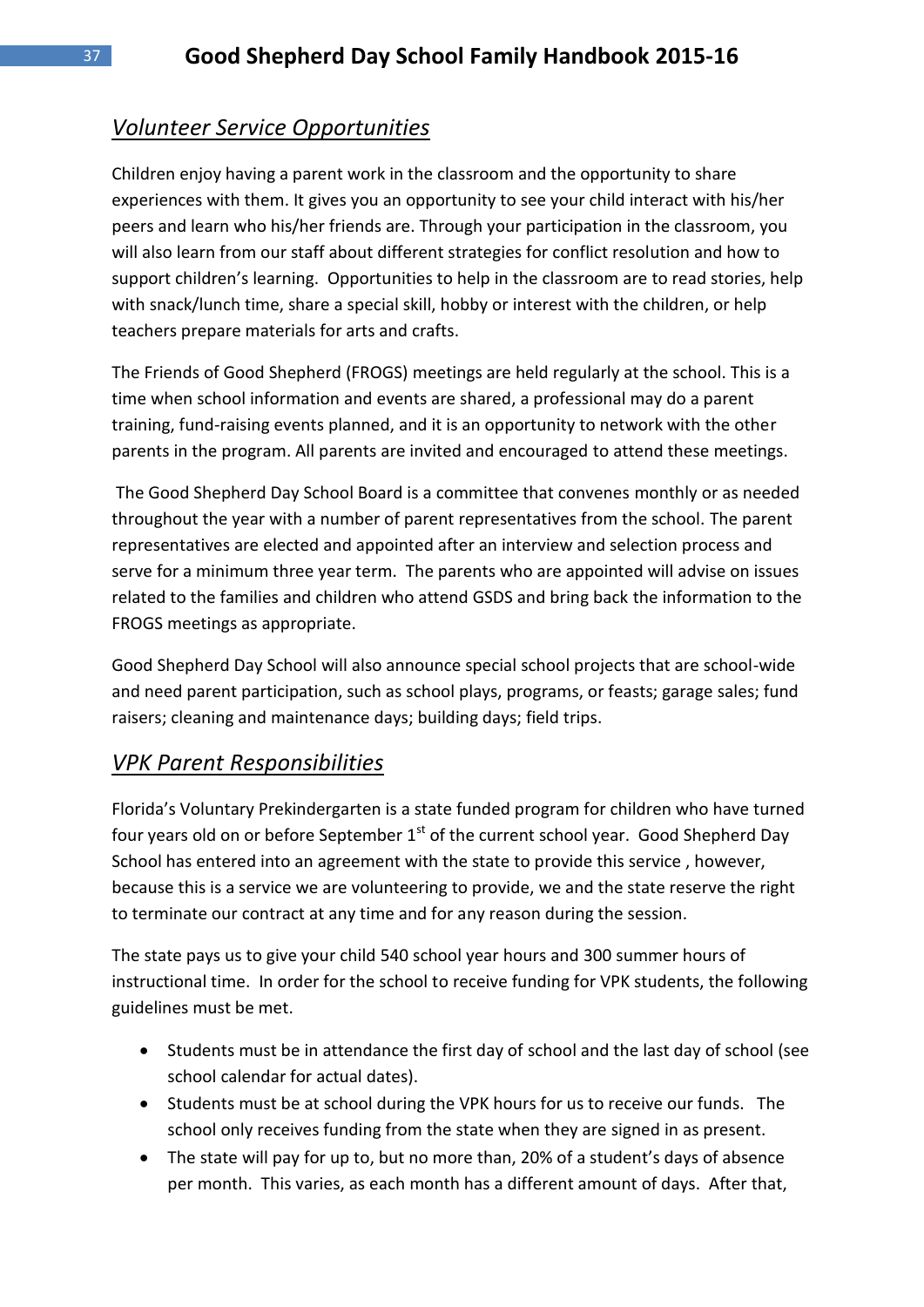## *Volunteer Service Opportunities*

Children enjoy having a parent work in the classroom and the opportunity to share experiences with them. It gives you an opportunity to see your child interact with his/her peers and learn who his/her friends are. Through your participation in the classroom, you will also learn from our staff about different strategies for conflict resolution and how to support children's learning. Opportunities to help in the classroom are to read stories, help with snack/lunch time, share a special skill, hobby or interest with the children, or help teachers prepare materials for arts and crafts.

The Friends of Good Shepherd (FROGS) meetings are held regularly at the school. This is a time when school information and events are shared, a professional may do a parent training, fund-raising events planned, and it is an opportunity to network with the other parents in the program. All parents are invited and encouraged to attend these meetings.

The Good Shepherd Day School Board is a committee that convenes monthly or as needed throughout the year with a number of parent representatives from the school. The parent representatives are elected and appointed after an interview and selection process and serve for a minimum three year term. The parents who are appointed will advise on issues related to the families and children who attend GSDS and bring back the information to the FROGS meetings as appropriate.

Good Shepherd Day School will also announce special school projects that are school-wide and need parent participation, such as school plays, programs, or feasts; garage sales; fund raisers; cleaning and maintenance days; building days; field trips.

## *VPK Parent Responsibilities*

Florida's Voluntary Prekindergarten is a state funded program for children who have turned four years old on or before September 1st of the current school year. Good Shepherd Day School has entered into an agreement with the state to provide this service , however, because this is a service we are volunteering to provide, we and the state reserve the right to terminate our contract at any time and for any reason during the session.

The state pays us to give your child 540 school year hours and 300 summer hours of instructional time. In order for the school to receive funding for VPK students, the following guidelines must be met.

- Students must be in attendance the first day of school and the last day of school (see school calendar for actual dates).
- Students must be at school during the VPK hours for us to receive our funds. The school only receives funding from the state when they are signed in as present.
- The state will pay for up to, but no more than, 20% of a student's days of absence per month. This varies, as each month has a different amount of days. After that,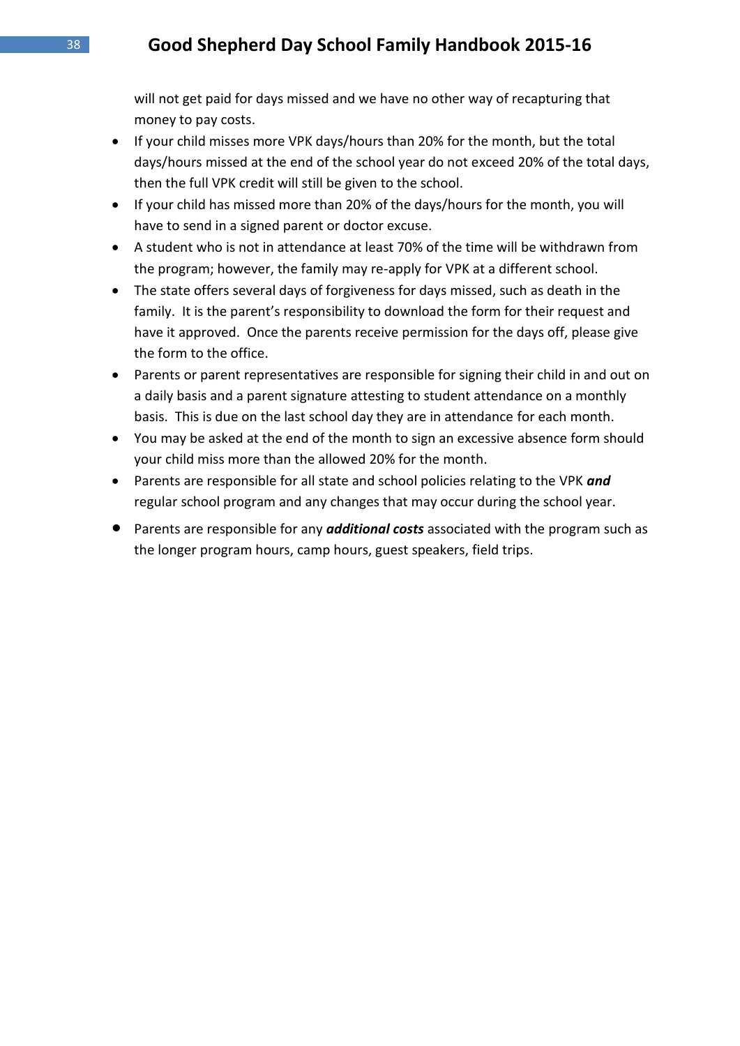will not get paid for days missed and we have no other way of recapturing that money to pay costs.

- If your child misses more VPK days/hours than 20% for the month, but the total days/hours missed at the end of the school year do not exceed 20% of the total days, then the full VPK credit will still be given to the school.
- If your child has missed more than 20% of the days/hours for the month, you will have to send in a signed parent or doctor excuse.
- A student who is not in attendance at least 70% of the time will be withdrawn from the program; however, the family may re-apply for VPK at a different school.
- The state offers several days of forgiveness for days missed, such as death in the family. It is the parent's responsibility to download the form for their request and have it approved. Once the parents receive permission for the days off, please give the form to the office.
- Parents or parent representatives are responsible for signing their child in and out on a daily basis and a parent signature attesting to student attendance on a monthly basis. This is due on the last school day they are in attendance for each month.
- You may be asked at the end of the month to sign an excessive absence form should your child miss more than the allowed 20% for the month.
- Parents are responsible for all state and school policies relating to the VPK ***and*** regular school program and any changes that may occur during the school year.
- Parents are responsible for any ***additional costs*** associated with the program such as the longer program hours, camp hours, guest speakers, field trips.